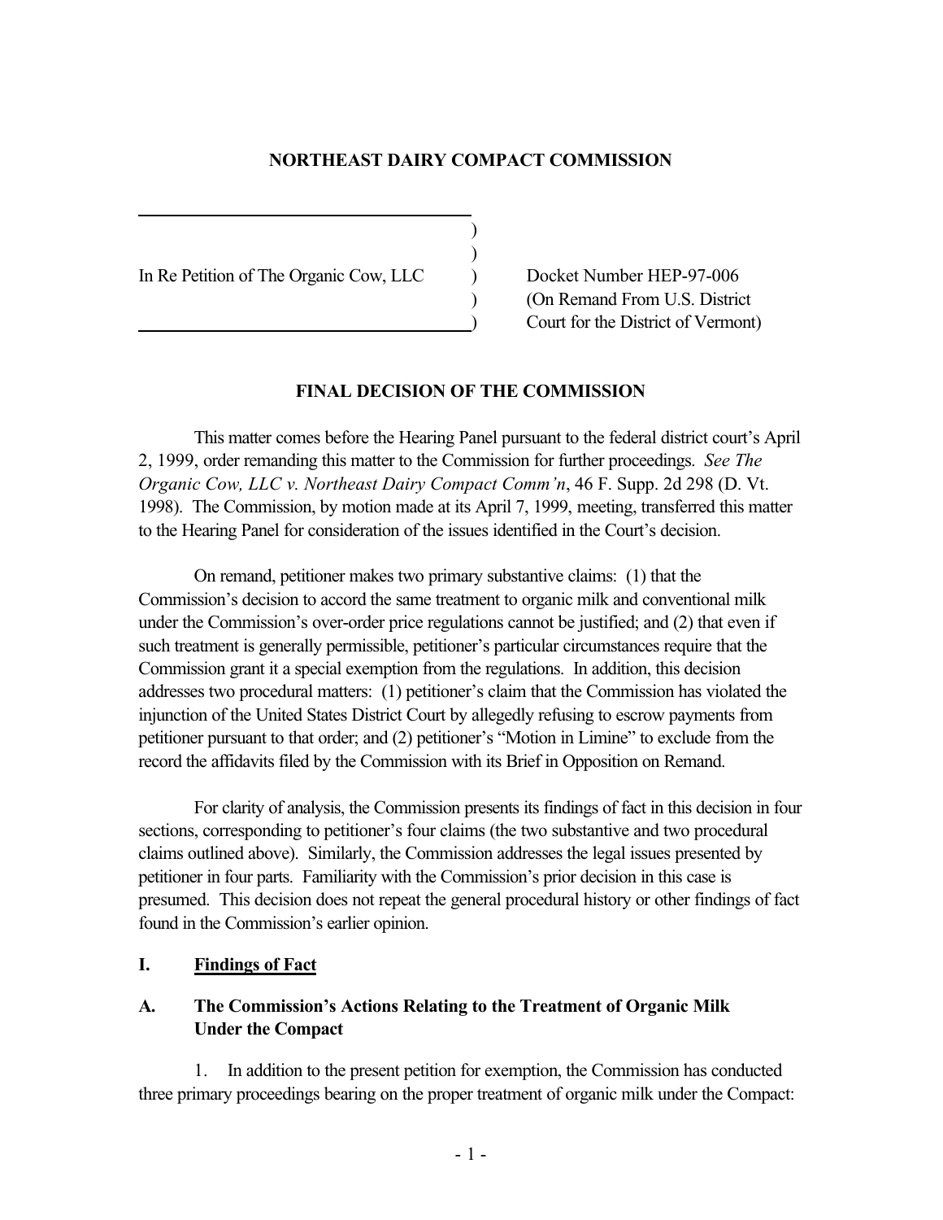# NORTHEAST DAIRY COMPACT COMMISSION

| | |
|---|---|
| In Re Petition of The Organic Cow, LLC | Docket Number HEP-97-006 (On Remand From U.S. District Court for the District of Vermont) |

## FINAL DECISION OF THE COMMISSION

This matter comes before the Hearing Panel pursuant to the federal district court's April 2, 1999, order remanding this matter to the Commission for further proceedings. *See The Organic Cow, LLC v. Northeast Dairy Compact Comm'n*, 46 F. Supp. 2d 298 (D. Vt. 1998). The Commission, by motion made at its April 7, 1999, meeting, transferred this matter to the Hearing Panel for consideration of the issues identified in the Court's decision.

On remand, petitioner makes two primary substantive claims: (1) that the Commission's decision to accord the same treatment to organic milk and conventional milk under the Commission's over-order price regulations cannot be justified; and (2) that even if such treatment is generally permissible, petitioner's particular circumstances require that the Commission grant it a special exemption from the regulations. In addition, this decision addresses two procedural matters: (1) petitioner's claim that the Commission has violated the injunction of the United States District Court by allegedly refusing to escrow payments from petitioner pursuant to that order; and (2) petitioner's "Motion in Limine" to exclude from the record the affidavits filed by the Commission with its Brief in Opposition on Remand.

For clarity of analysis, the Commission presents its findings of fact in this decision in four sections, corresponding to petitioner's four claims (the two substantive and two procedural claims outlined above). Similarly, the Commission addresses the legal issues presented by petitioner in four parts. Familiarity with the Commission's prior decision in this case is presumed. This decision does not repeat the general procedural history or other findings of fact found in the Commission's earlier opinion.

## I. Findings of Fact

### A. The Commission's Actions Relating to the Treatment of Organic Milk Under the Compact

1. In addition to the present petition for exemption, the Commission has conducted three primary proceedings bearing on the proper treatment of organic milk under the Compact: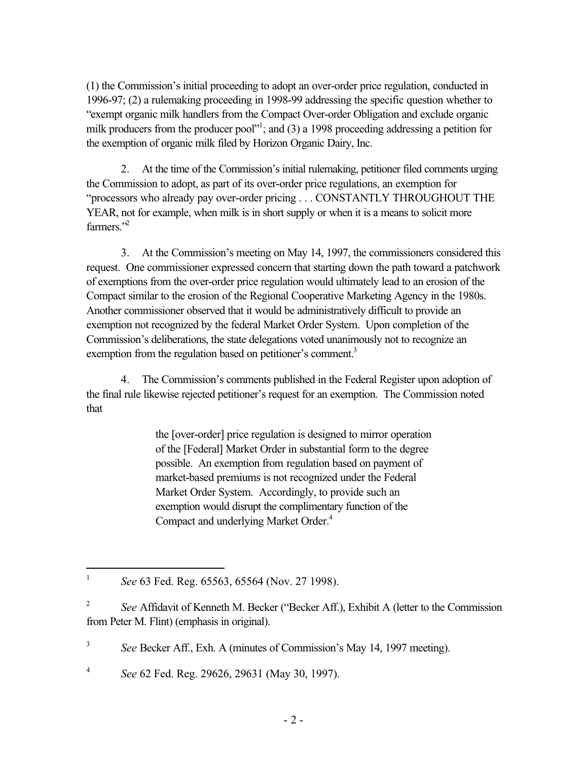(1) the Commission's initial proceeding to adopt an over-order price regulation, conducted in 1996-97; (2) a rulemaking proceeding in 1998-99 addressing the specific question whether to "exempt organic milk handlers from the Compact Over-order Obligation and exclude organic milk producers from the producer pool"[1]; and (3) a 1998 proceeding addressing a petition for the exemption of organic milk filed by Horizon Organic Dairy, Inc.

2. At the time of the Commission's initial rulemaking, petitioner filed comments urging the Commission to adopt, as part of its over-order price regulations, an exemption for "processors who already pay over-order pricing . . . CONSTANTLY THROUGHOUT THE YEAR, not for example, when milk is in short supply or when it is a means to solicit more farmers."[2]

3. At the Commission's meeting on May 14, 1997, the commissioners considered this request. One commissioner expressed concern that starting down the path toward a patchwork of exemptions from the over-order price regulation would ultimately lead to an erosion of the Compact similar to the erosion of the Regional Cooperative Marketing Agency in the 1980s. Another commissioner observed that it would be administratively difficult to provide an exemption not recognized by the federal Market Order System. Upon completion of the Commission's deliberations, the state delegations voted unanimously not to recognize an exemption from the regulation based on petitioner's comment.[3]

4. The Commission's comments published in the Federal Register upon adoption of the final rule likewise rejected petitioner's request for an exemption. The Commission noted that

> the [over-order] price regulation is designed to mirror operation of the [Federal] Market Order in substantial form to the degree possible. An exemption from regulation based on payment of market-based premiums is not recognized under the Federal Market Order System. Accordingly, to provide such an exemption would disrupt the complimentary function of the Compact and underlying Market Order.[4]

---

[1] *See* 63 Fed. Reg. 65563, 65564 (Nov. 27 1998).

[2] *See* Affidavit of Kenneth M. Becker ("Becker Aff.), Exhibit A (letter to the Commission from Peter M. Flint) (emphasis in original).

[3] *See* Becker Aff., Exh. A (minutes of Commission's May 14, 1997 meeting).

[4] *See* 62 Fed. Reg. 29626, 29631 (May 30, 1997).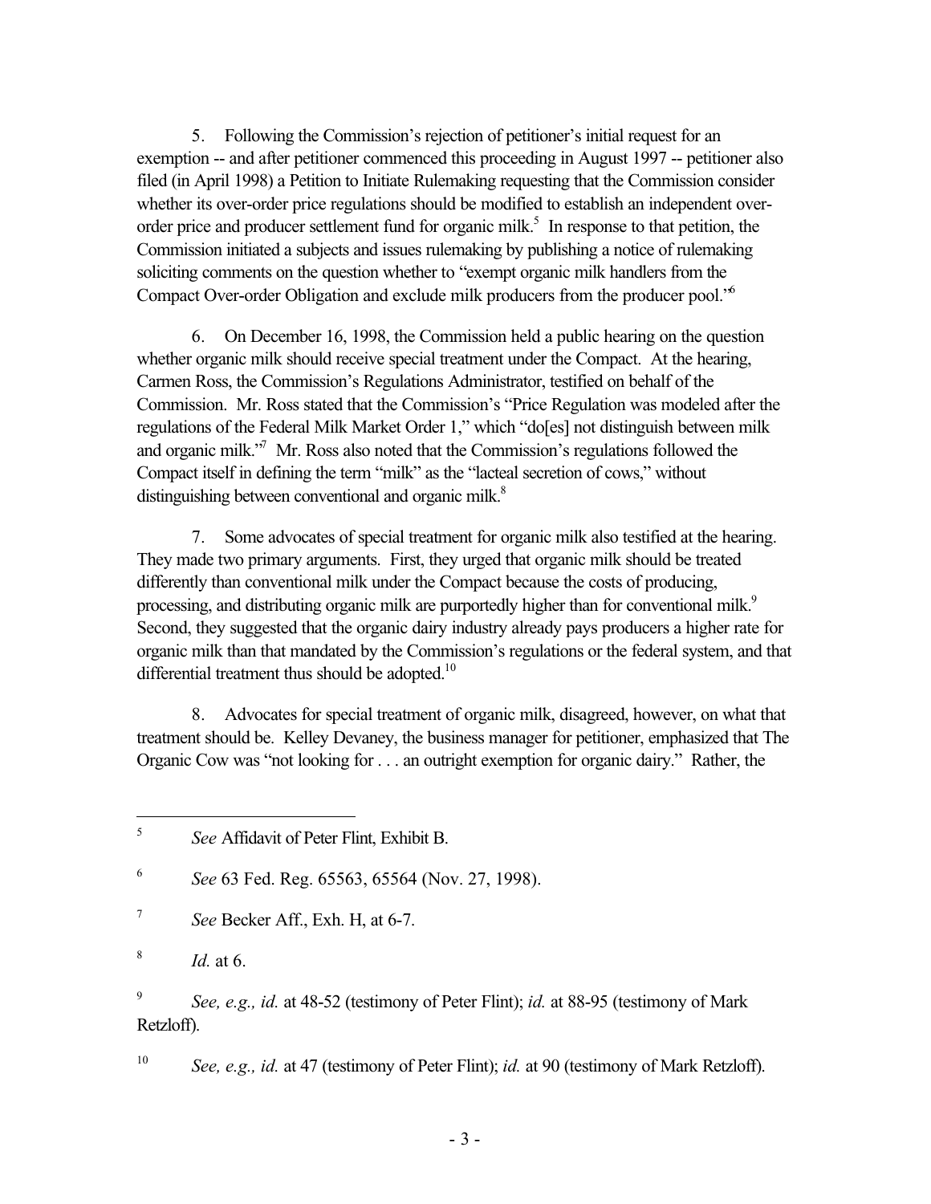5. Following the Commission's rejection of petitioner's initial request for an exemption -- and after petitioner commenced this proceeding in August 1997 -- petitioner also filed (in April 1998) a Petition to Initiate Rulemaking requesting that the Commission consider whether its over-order price regulations should be modified to establish an independent over-order price and producer settlement fund for organic milk.[5] In response to that petition, the Commission initiated a subjects and issues rulemaking by publishing a notice of rulemaking soliciting comments on the question whether to "exempt organic milk handlers from the Compact Over-order Obligation and exclude milk producers from the producer pool."[6]

6. On December 16, 1998, the Commission held a public hearing on the question whether organic milk should receive special treatment under the Compact. At the hearing, Carmen Ross, the Commission's Regulations Administrator, testified on behalf of the Commission. Mr. Ross stated that the Commission's "Price Regulation was modeled after the regulations of the Federal Milk Market Order 1," which "do[es] not distinguish between milk and organic milk."[7] Mr. Ross also noted that the Commission's regulations followed the Compact itself in defining the term "milk" as the "lacteal secretion of cows," without distinguishing between conventional and organic milk.[8]

7. Some advocates of special treatment for organic milk also testified at the hearing. They made two primary arguments. First, they urged that organic milk should be treated differently than conventional milk under the Compact because the costs of producing, processing, and distributing organic milk are purportedly higher than for conventional milk.[9] Second, they suggested that the organic dairy industry already pays producers a higher rate for organic milk than that mandated by the Commission's regulations or the federal system, and that differential treatment thus should be adopted.[10]

8. Advocates for special treatment of organic milk, disagreed, however, on what that treatment should be. Kelley Devaney, the business manager for petitioner, emphasized that The Organic Cow was "not looking for . . . an outright exemption for organic dairy." Rather, the

---

[5] *See* Affidavit of Peter Flint, Exhibit B.

[6] *See* 63 Fed. Reg. 65563, 65564 (Nov. 27, 1998).

[7] *See* Becker Aff., Exh. H, at 6-7.

[8] *Id.* at 6.

[9] *See, e.g., id.* at 48-52 (testimony of Peter Flint); *id.* at 88-95 (testimony of Mark Retzloff).

[10] *See, e.g., id.* at 47 (testimony of Peter Flint); *id.* at 90 (testimony of Mark Retzloff).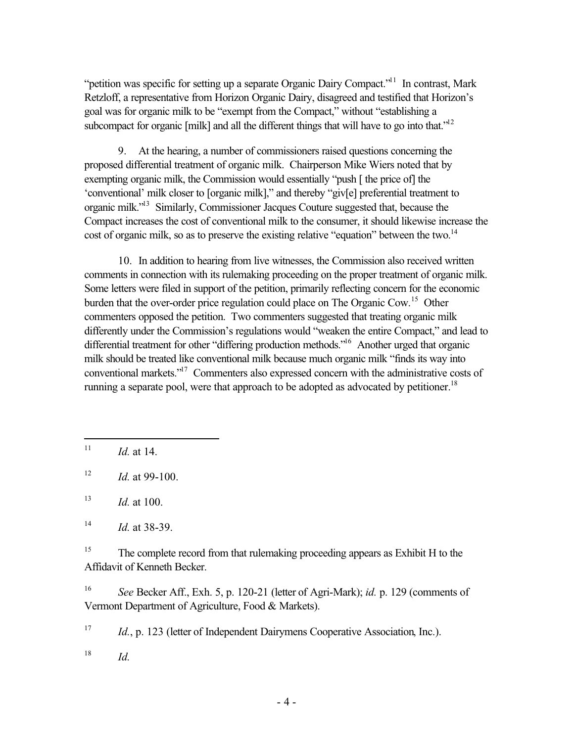"petition was specific for setting up a separate Organic Dairy Compact."[11] In contrast, Mark Retzloff, a representative from Horizon Organic Dairy, disagreed and testified that Horizon's goal was for organic milk to be "exempt from the Compact," without "establishing a subcompact for organic [milk] and all the different things that will have to go into that."[12]

9. At the hearing, a number of commissioners raised questions concerning the proposed differential treatment of organic milk. Chairperson Mike Wiers noted that by exempting organic milk, the Commission would essentially "push [ the price of] the 'conventional' milk closer to [organic milk]," and thereby "giv[e] preferential treatment to organic milk."[13] Similarly, Commissioner Jacques Couture suggested that, because the Compact increases the cost of conventional milk to the consumer, it should likewise increase the cost of organic milk, so as to preserve the existing relative "equation" between the two.[14]

10. In addition to hearing from live witnesses, the Commission also received written comments in connection with its rulemaking proceeding on the proper treatment of organic milk. Some letters were filed in support of the petition, primarily reflecting concern for the economic burden that the over-order price regulation could place on The Organic Cow.[15] Other commenters opposed the petition. Two commenters suggested that treating organic milk differently under the Commission's regulations would "weaken the entire Compact," and lead to differential treatment for other "differing production methods."[16] Another urged that organic milk should be treated like conventional milk because much organic milk "finds its way into conventional markets."[17] Commenters also expressed concern with the administrative costs of running a separate pool, were that approach to be adopted as advocated by petitioner.[18]

---

[11] *Id.* at 14.

[12] *Id.* at 99-100.

[13] *Id.* at 100.

[14] *Id.* at 38-39.

[15] The complete record from that rulemaking proceeding appears as Exhibit H to the Affidavit of Kenneth Becker.

[16] *See* Becker Aff., Exh. 5, p. 120-21 (letter of Agri-Mark); *id.* p. 129 (comments of Vermont Department of Agriculture, Food & Markets).

[17] *Id.*, p. 123 (letter of Independent Dairymens Cooperative Association, Inc.).

[18] *Id.*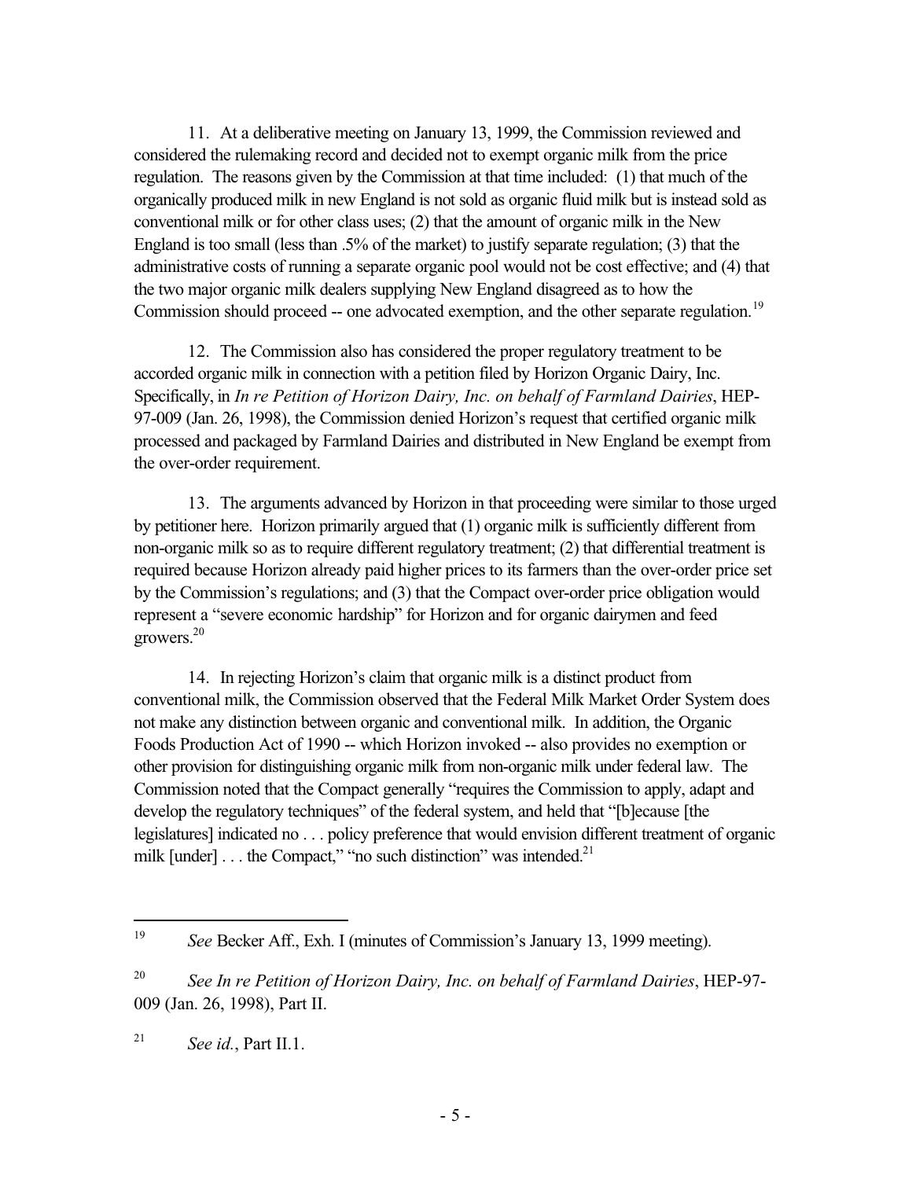11. At a deliberative meeting on January 13, 1999, the Commission reviewed and considered the rulemaking record and decided not to exempt organic milk from the price regulation. The reasons given by the Commission at that time included: (1) that much of the organically produced milk in new England is not sold as organic fluid milk but is instead sold as conventional milk or for other class uses; (2) that the amount of organic milk in the New England is too small (less than .5% of the market) to justify separate regulation; (3) that the administrative costs of running a separate organic pool would not be cost effective; and (4) that the two major organic milk dealers supplying New England disagreed as to how the Commission should proceed -- one advocated exemption, and the other separate regulation.[19]

12. The Commission also has considered the proper regulatory treatment to be accorded organic milk in connection with a petition filed by Horizon Organic Dairy, Inc. Specifically, in *In re Petition of Horizon Dairy, Inc. on behalf of Farmland Dairies*, HEP-97-009 (Jan. 26, 1998), the Commission denied Horizon's request that certified organic milk processed and packaged by Farmland Dairies and distributed in New England be exempt from the over-order requirement.

13. The arguments advanced by Horizon in that proceeding were similar to those urged by petitioner here. Horizon primarily argued that (1) organic milk is sufficiently different from non-organic milk so as to require different regulatory treatment; (2) that differential treatment is required because Horizon already paid higher prices to its farmers than the over-order price set by the Commission's regulations; and (3) that the Compact over-order price obligation would represent a "severe economic hardship" for Horizon and for organic dairymen and feed growers.[20]

14. In rejecting Horizon's claim that organic milk is a distinct product from conventional milk, the Commission observed that the Federal Milk Market Order System does not make any distinction between organic and conventional milk. In addition, the Organic Foods Production Act of 1990 -- which Horizon invoked -- also provides no exemption or other provision for distinguishing organic milk from non-organic milk under federal law. The Commission noted that the Compact generally "requires the Commission to apply, adapt and develop the regulatory techniques" of the federal system, and held that "[b]ecause [the legislatures] indicated no . . . policy preference that would envision different treatment of organic milk [under] . . . the Compact," "no such distinction" was intended.[21]

---

[19] *See* Becker Aff., Exh. I (minutes of Commission's January 13, 1999 meeting).

[20] *See In re Petition of Horizon Dairy, Inc. on behalf of Farmland Dairies*, HEP-97-009 (Jan. 26, 1998), Part II.

[21] *See id.*, Part II.1.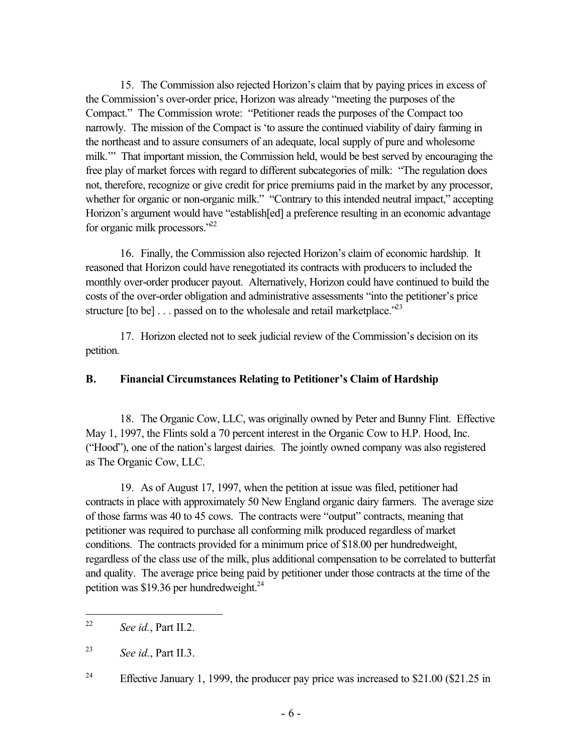15. The Commission also rejected Horizon's claim that by paying prices in excess of the Commission's over-order price, Horizon was already "meeting the purposes of the Compact." The Commission wrote: "Petitioner reads the purposes of the Compact too narrowly. The mission of the Compact is 'to assure the continued viability of dairy farming in the northeast and to assure consumers of an adequate, local supply of pure and wholesome milk.'" That important mission, the Commission held, would be best served by encouraging the free play of market forces with regard to different subcategories of milk: "The regulation does not, therefore, recognize or give credit for price premiums paid in the market by any processor, whether for organic or non-organic milk." "Contrary to this intended neutral impact," accepting Horizon's argument would have "establish[ed] a preference resulting in an economic advantage for organic milk processors."[22]

16. Finally, the Commission also rejected Horizon's claim of economic hardship. It reasoned that Horizon could have renegotiated its contracts with producers to included the monthly over-order producer payout. Alternatively, Horizon could have continued to build the costs of the over-order obligation and administrative assessments "into the petitioner's price structure [to be] . . . passed on to the wholesale and retail marketplace."[23]

17. Horizon elected not to seek judicial review of the Commission's decision on its petition.

## B. Financial Circumstances Relating to Petitioner's Claim of Hardship

18. The Organic Cow, LLC, was originally owned by Peter and Bunny Flint. Effective May 1, 1997, the Flints sold a 70 percent interest in the Organic Cow to H.P. Hood, Inc. ("Hood"), one of the nation's largest dairies. The jointly owned company was also registered as The Organic Cow, LLC.

19. As of August 17, 1997, when the petition at issue was filed, petitioner had contracts in place with approximately 50 New England organic dairy farmers. The average size of those farms was 40 to 45 cows. The contracts were "output" contracts, meaning that petitioner was required to purchase all conforming milk produced regardless of market conditions. The contracts provided for a minimum price of $18.00 per hundredweight, regardless of the class use of the milk, plus additional compensation to be correlated to butterfat and quality. The average price being paid by petitioner under those contracts at the time of the petition was $19.36 per hundredweight.[24]

---

[22] *See id.*, Part II.2.

[23] *See id.*, Part II.3.

[24] Effective January 1, 1999, the producer pay price was increased to $21.00 ($21.25 in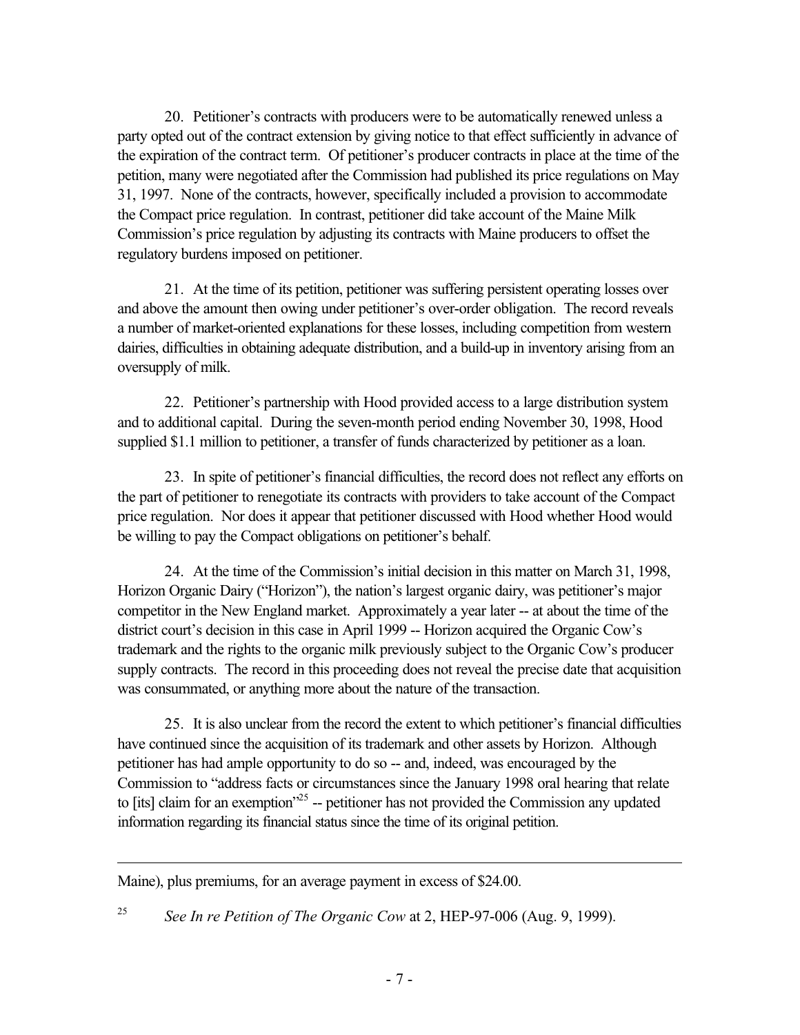20. Petitioner's contracts with producers were to be automatically renewed unless a party opted out of the contract extension by giving notice to that effect sufficiently in advance of the expiration of the contract term. Of petitioner's producer contracts in place at the time of the petition, many were negotiated after the Commission had published its price regulations on May 31, 1997. None of the contracts, however, specifically included a provision to accommodate the Compact price regulation. In contrast, petitioner did take account of the Maine Milk Commission's price regulation by adjusting its contracts with Maine producers to offset the regulatory burdens imposed on petitioner.

21. At the time of its petition, petitioner was suffering persistent operating losses over and above the amount then owing under petitioner's over-order obligation. The record reveals a number of market-oriented explanations for these losses, including competition from western dairies, difficulties in obtaining adequate distribution, and a build-up in inventory arising from an oversupply of milk.

22. Petitioner's partnership with Hood provided access to a large distribution system and to additional capital. During the seven-month period ending November 30, 1998, Hood supplied $1.1 million to petitioner, a transfer of funds characterized by petitioner as a loan.

23. In spite of petitioner's financial difficulties, the record does not reflect any efforts on the part of petitioner to renegotiate its contracts with providers to take account of the Compact price regulation. Nor does it appear that petitioner discussed with Hood whether Hood would be willing to pay the Compact obligations on petitioner's behalf.

24. At the time of the Commission's initial decision in this matter on March 31, 1998, Horizon Organic Dairy ("Horizon"), the nation's largest organic dairy, was petitioner's major competitor in the New England market. Approximately a year later -- at about the time of the district court's decision in this case in April 1999 -- Horizon acquired the Organic Cow's trademark and the rights to the organic milk previously subject to the Organic Cow's producer supply contracts. The record in this proceeding does not reveal the precise date that acquisition was consummated, or anything more about the nature of the transaction.

25. It is also unclear from the record the extent to which petitioner's financial difficulties have continued since the acquisition of its trademark and other assets by Horizon. Although petitioner has had ample opportunity to do so -- and, indeed, was encouraged by the Commission to "address facts or circumstances since the January 1998 oral hearing that relate to [its] claim for an exemption"[25] -- petitioner has not provided the Commission any updated information regarding its financial status since the time of its original petition.

---

Maine), plus premiums, for an average payment in excess of $24.00.

[25] *See In re Petition of The Organic Cow* at 2, HEP-97-006 (Aug. 9, 1999).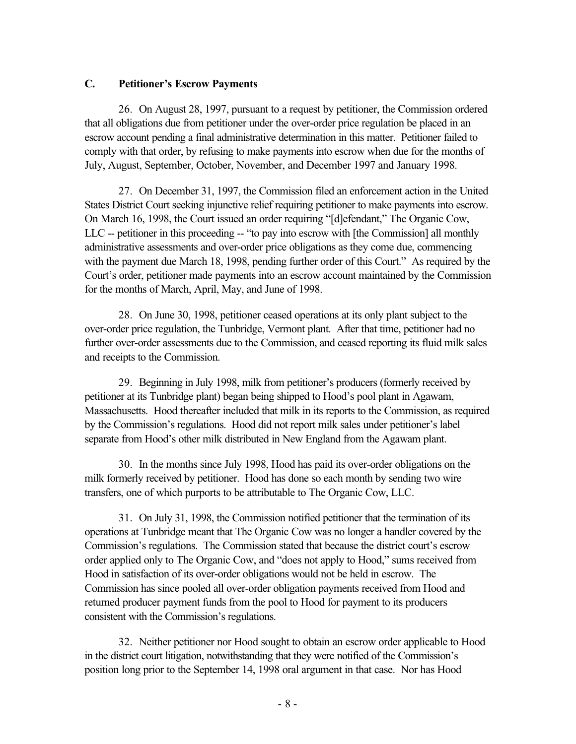### C. Petitioner's Escrow Payments

26. On August 28, 1997, pursuant to a request by petitioner, the Commission ordered that all obligations due from petitioner under the over-order price regulation be placed in an escrow account pending a final administrative determination in this matter. Petitioner failed to comply with that order, by refusing to make payments into escrow when due for the months of July, August, September, October, November, and December 1997 and January 1998.

27. On December 31, 1997, the Commission filed an enforcement action in the United States District Court seeking injunctive relief requiring petitioner to make payments into escrow. On March 16, 1998, the Court issued an order requiring "[d]efendant," The Organic Cow, LLC -- petitioner in this proceeding -- "to pay into escrow with [the Commission] all monthly administrative assessments and over-order price obligations as they come due, commencing with the payment due March 18, 1998, pending further order of this Court." As required by the Court's order, petitioner made payments into an escrow account maintained by the Commission for the months of March, April, May, and June of 1998.

28. On June 30, 1998, petitioner ceased operations at its only plant subject to the over-order price regulation, the Tunbridge, Vermont plant. After that time, petitioner had no further over-order assessments due to the Commission, and ceased reporting its fluid milk sales and receipts to the Commission.

29. Beginning in July 1998, milk from petitioner's producers (formerly received by petitioner at its Tunbridge plant) began being shipped to Hood's pool plant in Agawam, Massachusetts. Hood thereafter included that milk in its reports to the Commission, as required by the Commission's regulations. Hood did not report milk sales under petitioner's label separate from Hood's other milk distributed in New England from the Agawam plant.

30. In the months since July 1998, Hood has paid its over-order obligations on the milk formerly received by petitioner. Hood has done so each month by sending two wire transfers, one of which purports to be attributable to The Organic Cow, LLC.

31. On July 31, 1998, the Commission notified petitioner that the termination of its operations at Tunbridge meant that The Organic Cow was no longer a handler covered by the Commission's regulations. The Commission stated that because the district court's escrow order applied only to The Organic Cow, and "does not apply to Hood," sums received from Hood in satisfaction of its over-order obligations would not be held in escrow. The Commission has since pooled all over-order obligation payments received from Hood and returned producer payment funds from the pool to Hood for payment to its producers consistent with the Commission's regulations.

32. Neither petitioner nor Hood sought to obtain an escrow order applicable to Hood in the district court litigation, notwithstanding that they were notified of the Commission's position long prior to the September 14, 1998 oral argument in that case. Nor has Hood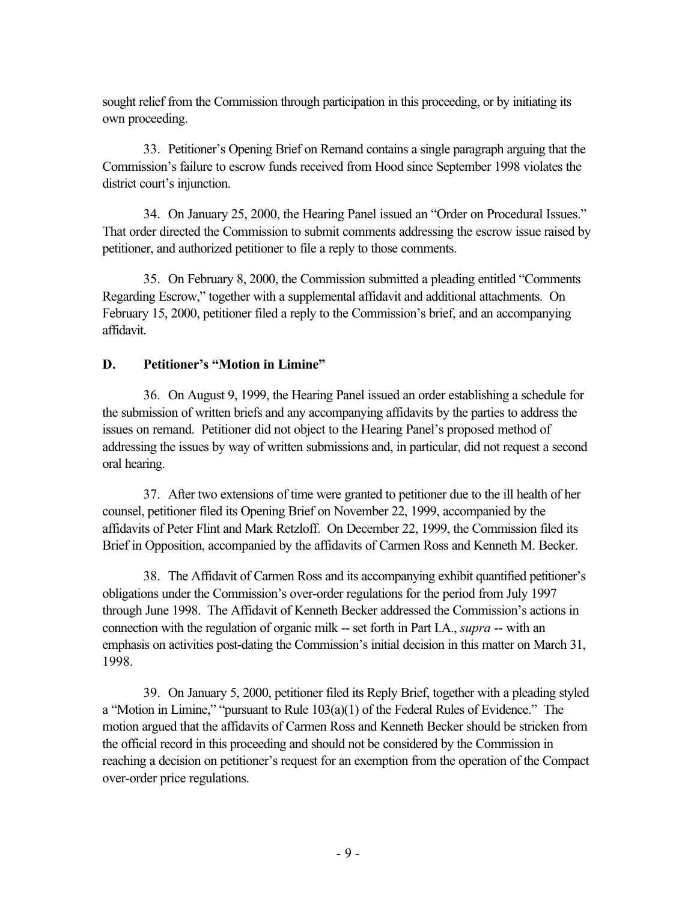sought relief from the Commission through participation in this proceeding, or by initiating its own proceeding.

33. Petitioner's Opening Brief on Remand contains a single paragraph arguing that the Commission's failure to escrow funds received from Hood since September 1998 violates the district court's injunction.

34. On January 25, 2000, the Hearing Panel issued an "Order on Procedural Issues." That order directed the Commission to submit comments addressing the escrow issue raised by petitioner, and authorized petitioner to file a reply to those comments.

35. On February 8, 2000, the Commission submitted a pleading entitled "Comments Regarding Escrow," together with a supplemental affidavit and additional attachments. On February 15, 2000, petitioner filed a reply to the Commission's brief, and an accompanying affidavit.

### D. Petitioner's "Motion in Limine"

36. On August 9, 1999, the Hearing Panel issued an order establishing a schedule for the submission of written briefs and any accompanying affidavits by the parties to address the issues on remand. Petitioner did not object to the Hearing Panel's proposed method of addressing the issues by way of written submissions and, in particular, did not request a second oral hearing.

37. After two extensions of time were granted to petitioner due to the ill health of her counsel, petitioner filed its Opening Brief on November 22, 1999, accompanied by the affidavits of Peter Flint and Mark Retzloff. On December 22, 1999, the Commission filed its Brief in Opposition, accompanied by the affidavits of Carmen Ross and Kenneth M. Becker.

38. The Affidavit of Carmen Ross and its accompanying exhibit quantified petitioner's obligations under the Commission's over-order regulations for the period from July 1997 through June 1998. The Affidavit of Kenneth Becker addressed the Commission's actions in connection with the regulation of organic milk -- set forth in Part I.A., *supra* -- with an emphasis on activities post-dating the Commission's initial decision in this matter on March 31, 1998.

39. On January 5, 2000, petitioner filed its Reply Brief, together with a pleading styled a "Motion in Limine," "pursuant to Rule 103(a)(1) of the Federal Rules of Evidence." The motion argued that the affidavits of Carmen Ross and Kenneth Becker should be stricken from the official record in this proceeding and should not be considered by the Commission in reaching a decision on petitioner's request for an exemption from the operation of the Compact over-order price regulations.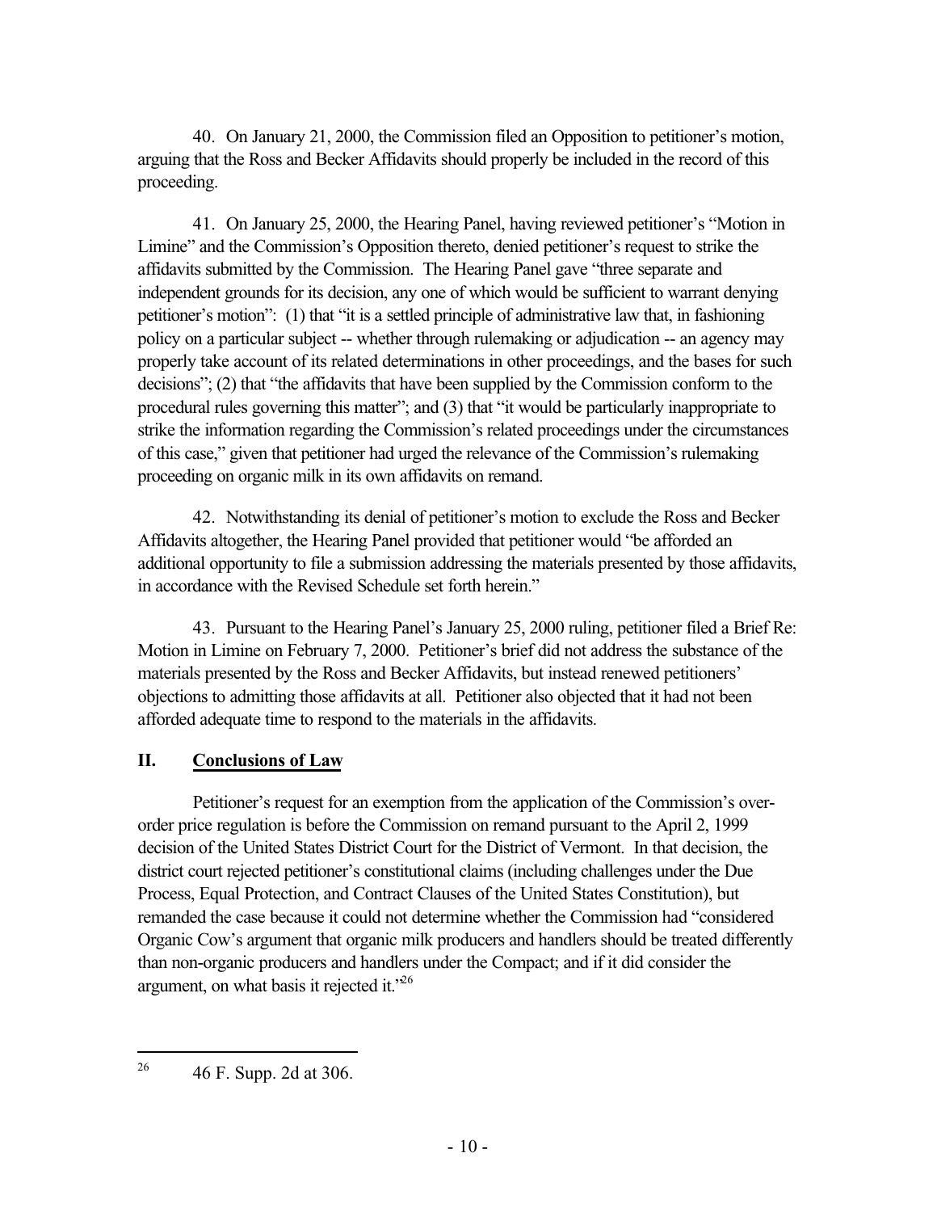40. On January 21, 2000, the Commission filed an Opposition to petitioner's motion, arguing that the Ross and Becker Affidavits should properly be included in the record of this proceeding.

41. On January 25, 2000, the Hearing Panel, having reviewed petitioner's "Motion in Limine" and the Commission's Opposition thereto, denied petitioner's request to strike the affidavits submitted by the Commission. The Hearing Panel gave "three separate and independent grounds for its decision, any one of which would be sufficient to warrant denying petitioner's motion": (1) that "it is a settled principle of administrative law that, in fashioning policy on a particular subject -- whether through rulemaking or adjudication -- an agency may properly take account of its related determinations in other proceedings, and the bases for such decisions"; (2) that "the affidavits that have been supplied by the Commission conform to the procedural rules governing this matter"; and (3) that "it would be particularly inappropriate to strike the information regarding the Commission's related proceedings under the circumstances of this case," given that petitioner had urged the relevance of the Commission's rulemaking proceeding on organic milk in its own affidavits on remand.

42. Notwithstanding its denial of petitioner's motion to exclude the Ross and Becker Affidavits altogether, the Hearing Panel provided that petitioner would "be afforded an additional opportunity to file a submission addressing the materials presented by those affidavits, in accordance with the Revised Schedule set forth herein."

43. Pursuant to the Hearing Panel's January 25, 2000 ruling, petitioner filed a Brief Re: Motion in Limine on February 7, 2000. Petitioner's brief did not address the substance of the materials presented by the Ross and Becker Affidavits, but instead renewed petitioners' objections to admitting those affidavits at all. Petitioner also objected that it had not been afforded adequate time to respond to the materials in the affidavits.

## II. Conclusions of Law

Petitioner's request for an exemption from the application of the Commission's over-order price regulation is before the Commission on remand pursuant to the April 2, 1999 decision of the United States District Court for the District of Vermont. In that decision, the district court rejected petitioner's constitutional claims (including challenges under the Due Process, Equal Protection, and Contract Clauses of the United States Constitution), but remanded the case because it could not determine whether the Commission had "considered Organic Cow's argument that organic milk producers and handlers should be treated differently than non-organic producers and handlers under the Compact; and if it did consider the argument, on what basis it rejected it."[26]

---

[26] 46 F. Supp. 2d at 306.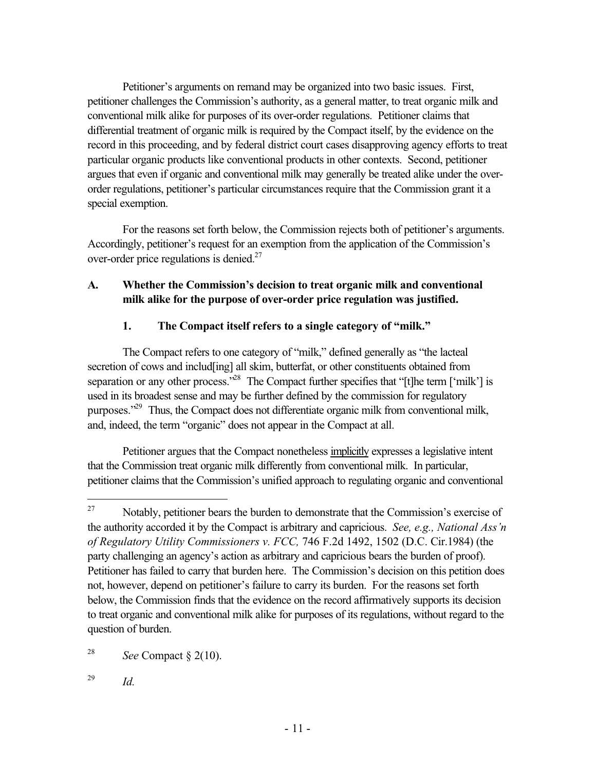Petitioner's arguments on remand may be organized into two basic issues. First, petitioner challenges the Commission's authority, as a general matter, to treat organic milk and conventional milk alike for purposes of its over-order regulations. Petitioner claims that differential treatment of organic milk is required by the Compact itself, by the evidence on the record in this proceeding, and by federal district court cases disapproving agency efforts to treat particular organic products like conventional products in other contexts. Second, petitioner argues that even if organic and conventional milk may generally be treated alike under the over-order regulations, petitioner's particular circumstances require that the Commission grant it a special exemption.

For the reasons set forth below, the Commission rejects both of petitioner's arguments. Accordingly, petitioner's request for an exemption from the application of the Commission's over-order price regulations is denied.[27]

### A. Whether the Commission's decision to treat organic milk and conventional milk alike for the purpose of over-order price regulation was justified.

#### 1. The Compact itself refers to a single category of "milk."

The Compact refers to one category of "milk," defined generally as "the lacteal secretion of cows and includ[ing] all skim, butterfat, or other constituents obtained from separation or any other process."[28] The Compact further specifies that "[t]he term ['milk'] is used in its broadest sense and may be further defined by the commission for regulatory purposes."[29] Thus, the Compact does not differentiate organic milk from conventional milk, and, indeed, the term "organic" does not appear in the Compact at all.

Petitioner argues that the Compact nonetheless implicitly expresses a legislative intent that the Commission treat organic milk differently from conventional milk. In particular, petitioner claims that the Commission's unified approach to regulating organic and conventional

---

[27] Notably, petitioner bears the burden to demonstrate that the Commission's exercise of the authority accorded it by the Compact is arbitrary and capricious. *See, e.g., National Ass'n of Regulatory Utility Commissioners v. FCC,* 746 F.2d 1492, 1502 (D.C. Cir.1984) (the party challenging an agency's action as arbitrary and capricious bears the burden of proof). Petitioner has failed to carry that burden here. The Commission's decision on this petition does not, however, depend on petitioner's failure to carry its burden. For the reasons set forth below, the Commission finds that the evidence on the record affirmatively supports its decision to treat organic and conventional milk alike for purposes of its regulations, without regard to the question of burden.

[28] *See* Compact § 2(10).

[29] *Id.*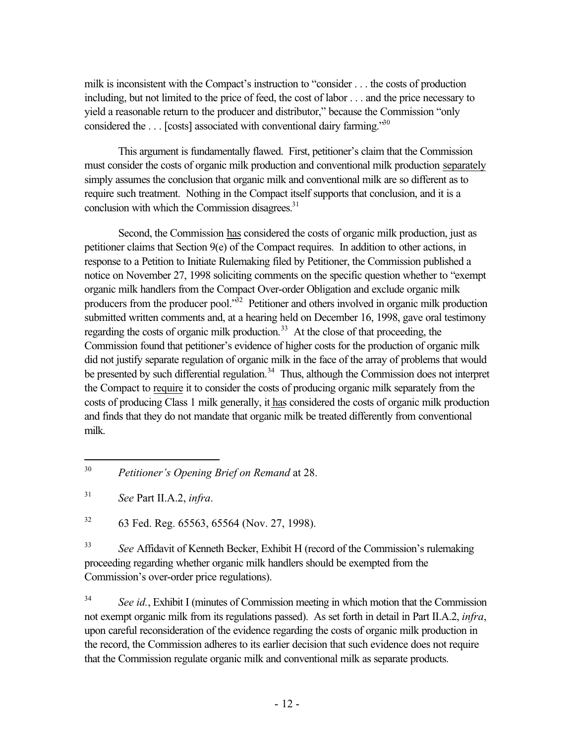milk is inconsistent with the Compact's instruction to "consider . . . the costs of production including, but not limited to the price of feed, the cost of labor . . . and the price necessary to yield a reasonable return to the producer and distributor," because the Commission "only considered the . . . [costs] associated with conventional dairy farming."[30]

This argument is fundamentally flawed. First, petitioner's claim that the Commission must consider the costs of organic milk production and conventional milk production separately simply assumes the conclusion that organic milk and conventional milk are so different as to require such treatment. Nothing in the Compact itself supports that conclusion, and it is a conclusion with which the Commission disagrees.[31]

Second, the Commission has considered the costs of organic milk production, just as petitioner claims that Section 9(e) of the Compact requires. In addition to other actions, in response to a Petition to Initiate Rulemaking filed by Petitioner, the Commission published a notice on November 27, 1998 soliciting comments on the specific question whether to "exempt organic milk handlers from the Compact Over-order Obligation and exclude organic milk producers from the producer pool."[32] Petitioner and others involved in organic milk production submitted written comments and, at a hearing held on December 16, 1998, gave oral testimony regarding the costs of organic milk production.[33] At the close of that proceeding, the Commission found that petitioner's evidence of higher costs for the production of organic milk did not justify separate regulation of organic milk in the face of the array of problems that would be presented by such differential regulation.[34] Thus, although the Commission does not interpret the Compact to require it to consider the costs of producing organic milk separately from the costs of producing Class 1 milk generally, it has considered the costs of organic milk production and finds that they do not mandate that organic milk be treated differently from conventional milk.

---

[30] *Petitioner's Opening Brief on Remand* at 28.

[31] *See* Part II.A.2, *infra*.

[32] 63 Fed. Reg. 65563, 65564 (Nov. 27, 1998).

[33] *See* Affidavit of Kenneth Becker, Exhibit H (record of the Commission's rulemaking proceeding regarding whether organic milk handlers should be exempted from the Commission's over-order price regulations).

[34] *See id.*, Exhibit I (minutes of Commission meeting in which motion that the Commission not exempt organic milk from its regulations passed). As set forth in detail in Part II.A.2, *infra*, upon careful reconsideration of the evidence regarding the costs of organic milk production in the record, the Commission adheres to its earlier decision that such evidence does not require that the Commission regulate organic milk and conventional milk as separate products.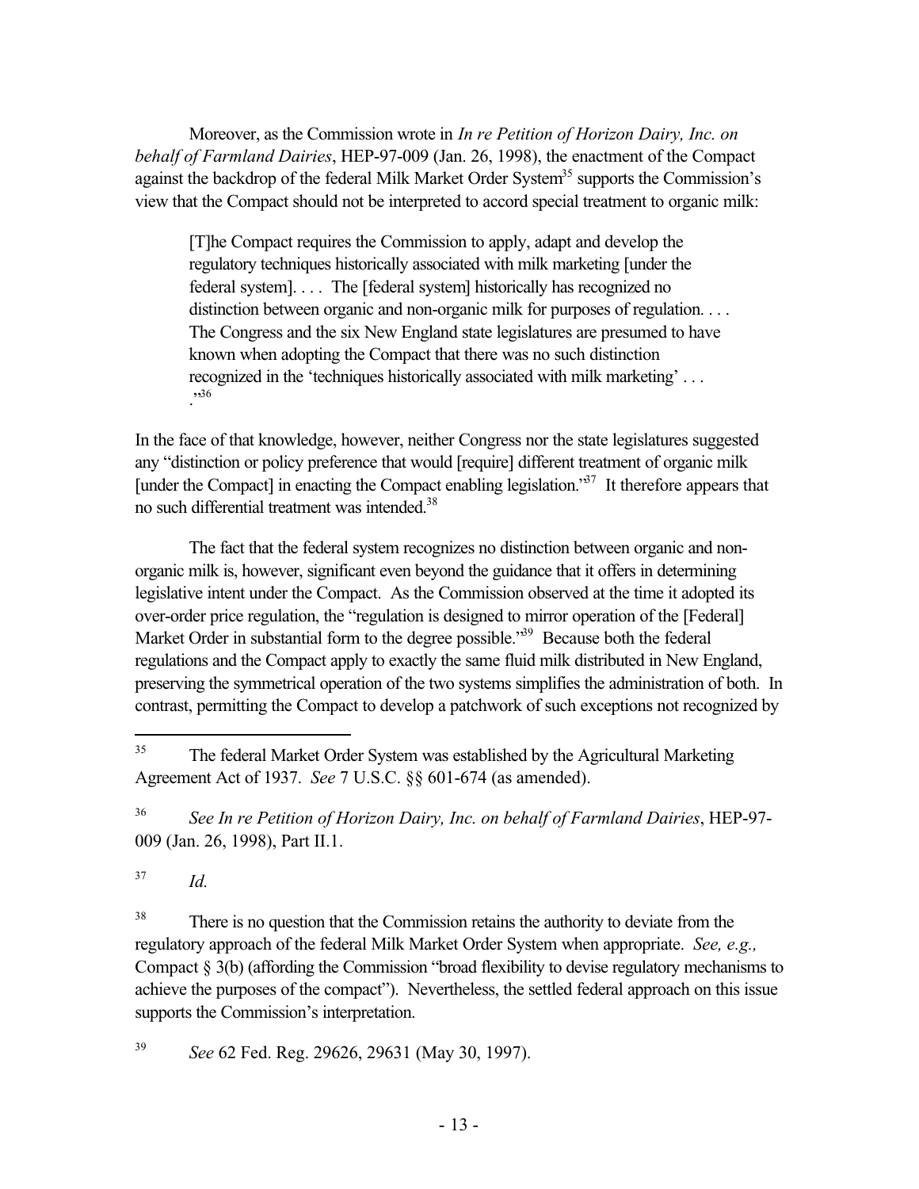Moreover, as the Commission wrote in *In re Petition of Horizon Dairy, Inc. on behalf of Farmland Dairies*, HEP-97-009 (Jan. 26, 1998), the enactment of the Compact against the backdrop of the federal Milk Market Order System[35] supports the Commission's view that the Compact should not be interpreted to accord special treatment to organic milk:

> [T]he Compact requires the Commission to apply, adapt and develop the regulatory techniques historically associated with milk marketing [under the federal system]. . . . The [federal system] historically has recognized no distinction between organic and non-organic milk for purposes of regulation. . . . The Congress and the six New England state legislatures are presumed to have known when adopting the Compact that there was no such distinction recognized in the 'techniques historically associated with milk marketing' . . . ."[36]

In the face of that knowledge, however, neither Congress nor the state legislatures suggested any "distinction or policy preference that would [require] different treatment of organic milk [under the Compact] in enacting the Compact enabling legislation."[37] It therefore appears that no such differential treatment was intended.[38]

The fact that the federal system recognizes no distinction between organic and non-organic milk is, however, significant even beyond the guidance that it offers in determining legislative intent under the Compact. As the Commission observed at the time it adopted its over-order price regulation, the "regulation is designed to mirror operation of the [Federal] Market Order in substantial form to the degree possible."[39] Because both the federal regulations and the Compact apply to exactly the same fluid milk distributed in New England, preserving the symmetrical operation of the two systems simplifies the administration of both. In contrast, permitting the Compact to develop a patchwork of such exceptions not recognized by

---

[35] The federal Market Order System was established by the Agricultural Marketing Agreement Act of 1937. *See* 7 U.S.C. §§ 601-674 (as amended).

[36] *See In re Petition of Horizon Dairy, Inc. on behalf of Farmland Dairies*, HEP-97-009 (Jan. 26, 1998), Part II.1.

[37] *Id.*

[38] There is no question that the Commission retains the authority to deviate from the regulatory approach of the federal Milk Market Order System when appropriate. *See, e.g.,* Compact § 3(b) (affording the Commission "broad flexibility to devise regulatory mechanisms to achieve the purposes of the compact"). Nevertheless, the settled federal approach on this issue supports the Commission's interpretation.

[39] *See* 62 Fed. Reg. 29626, 29631 (May 30, 1997).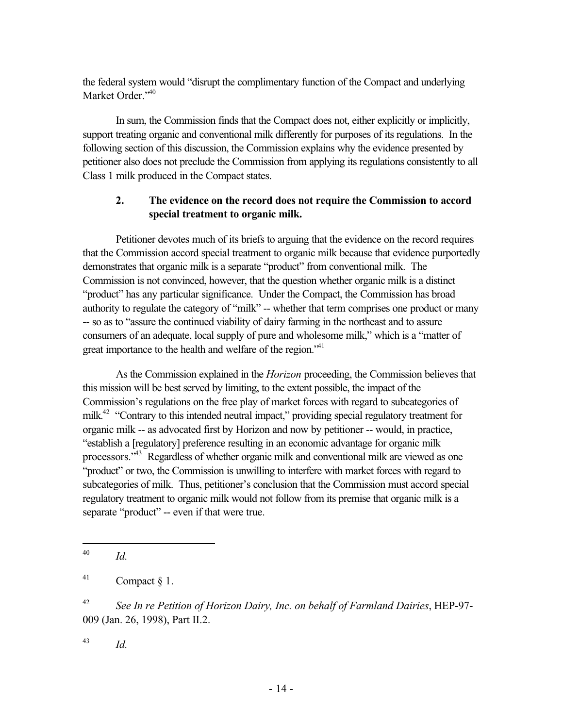the federal system would "disrupt the complimentary function of the Compact and underlying Market Order."[40]

In sum, the Commission finds that the Compact does not, either explicitly or implicitly, support treating organic and conventional milk differently for purposes of its regulations. In the following section of this discussion, the Commission explains why the evidence presented by petitioner also does not preclude the Commission from applying its regulations consistently to all Class 1 milk produced in the Compact states.

### 2. The evidence on the record does not require the Commission to accord special treatment to organic milk.

Petitioner devotes much of its briefs to arguing that the evidence on the record requires that the Commission accord special treatment to organic milk because that evidence purportedly demonstrates that organic milk is a separate "product" from conventional milk. The Commission is not convinced, however, that the question whether organic milk is a distinct "product" has any particular significance. Under the Compact, the Commission has broad authority to regulate the category of "milk" -- whether that term comprises one product or many -- so as to "assure the continued viability of dairy farming in the northeast and to assure consumers of an adequate, local supply of pure and wholesome milk," which is a "matter of great importance to the health and welfare of the region."[41]

As the Commission explained in the *Horizon* proceeding, the Commission believes that this mission will be best served by limiting, to the extent possible, the impact of the Commission's regulations on the free play of market forces with regard to subcategories of milk.[42] "Contrary to this intended neutral impact," providing special regulatory treatment for organic milk -- as advocated first by Horizon and now by petitioner -- would, in practice, "establish a [regulatory] preference resulting in an economic advantage for organic milk processors."[43] Regardless of whether organic milk and conventional milk are viewed as one "product" or two, the Commission is unwilling to interfere with market forces with regard to subcategories of milk. Thus, petitioner's conclusion that the Commission must accord special regulatory treatment to organic milk would not follow from its premise that organic milk is a separate "product" -- even if that were true.

---

[40] *Id.*

[41] Compact § 1.

[42] *See In re Petition of Horizon Dairy, Inc. on behalf of Farmland Dairies*, HEP-97-009 (Jan. 26, 1998), Part II.2.

[43] *Id.*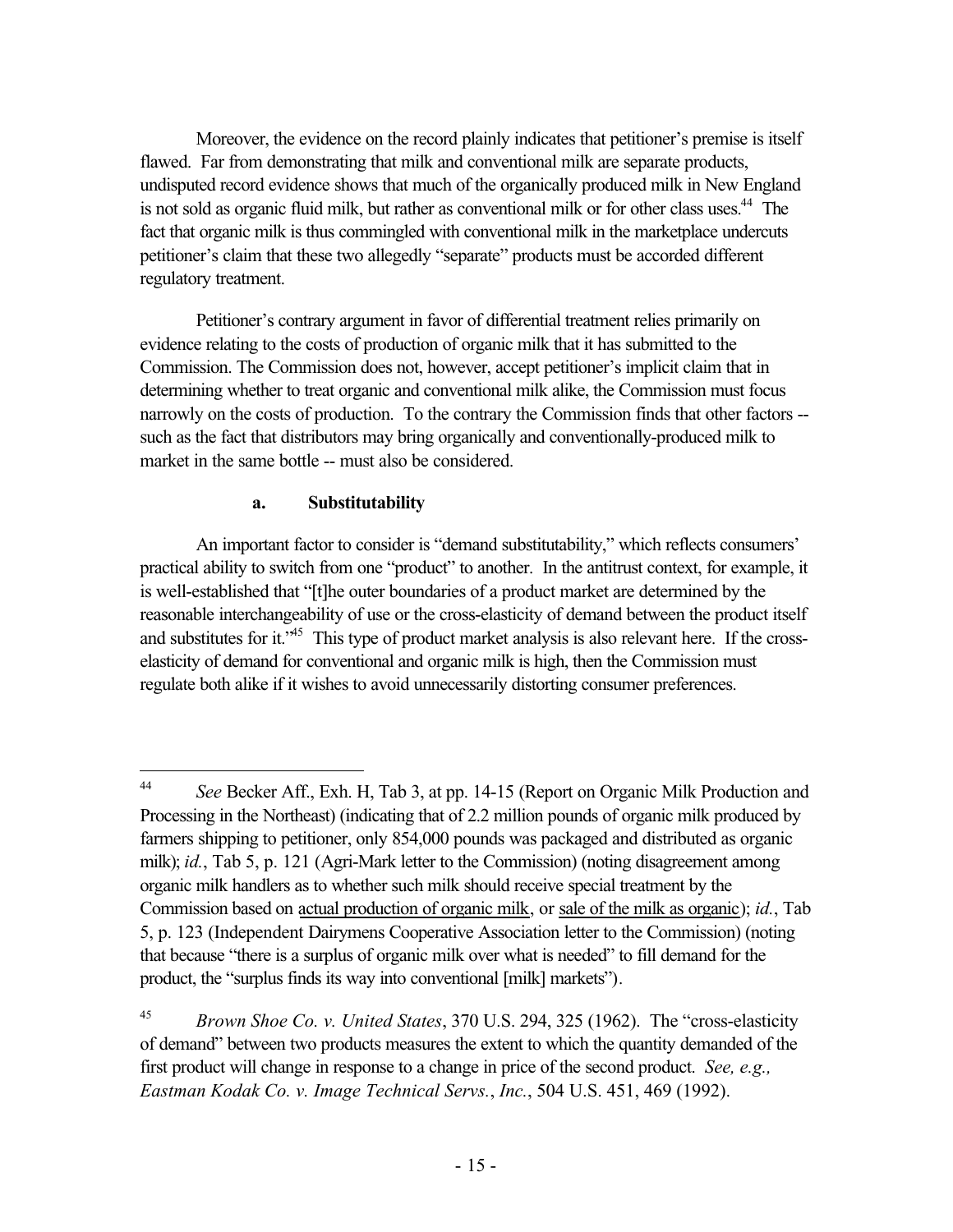Moreover, the evidence on the record plainly indicates that petitioner's premise is itself flawed. Far from demonstrating that milk and conventional milk are separate products, undisputed record evidence shows that much of the organically produced milk in New England is not sold as organic fluid milk, but rather as conventional milk or for other class uses.[44] The fact that organic milk is thus commingled with conventional milk in the marketplace undercuts petitioner's claim that these two allegedly "separate" products must be accorded different regulatory treatment.

Petitioner's contrary argument in favor of differential treatment relies primarily on evidence relating to the costs of production of organic milk that it has submitted to the Commission. The Commission does not, however, accept petitioner's implicit claim that in determining whether to treat organic and conventional milk alike, the Commission must focus narrowly on the costs of production. To the contrary the Commission finds that other factors -- such as the fact that distributors may bring organically and conventionally-produced milk to market in the same bottle -- must also be considered.

**a. Substitutability**

An important factor to consider is "demand substitutability," which reflects consumers' practical ability to switch from one "product" to another. In the antitrust context, for example, it is well-established that "[t]he outer boundaries of a product market are determined by the reasonable interchangeability of use or the cross-elasticity of demand between the product itself and substitutes for it."[45] This type of product market analysis is also relevant here. If the cross-elasticity of demand for conventional and organic milk is high, then the Commission must regulate both alike if it wishes to avoid unnecessarily distorting consumer preferences.

---

[44] *See* Becker Aff., Exh. H, Tab 3, at pp. 14-15 (Report on Organic Milk Production and Processing in the Northeast) (indicating that of 2.2 million pounds of organic milk produced by farmers shipping to petitioner, only 854,000 pounds was packaged and distributed as organic milk); *id.*, Tab 5, p. 121 (Agri-Mark letter to the Commission) (noting disagreement among organic milk handlers as to whether such milk should receive special treatment by the Commission based on actual production of organic milk, or sale of the milk as organic); *id.*, Tab 5, p. 123 (Independent Dairymens Cooperative Association letter to the Commission) (noting that because "there is a surplus of organic milk over what is needed" to fill demand for the product, the "surplus finds its way into conventional [milk] markets").

[45] *Brown Shoe Co. v. United States*, 370 U.S. 294, 325 (1962). The "cross-elasticity of demand" between two products measures the extent to which the quantity demanded of the first product will change in response to a change in price of the second product. *See, e.g., Eastman Kodak Co. v. Image Technical Servs., Inc.*, 504 U.S. 451, 469 (1992).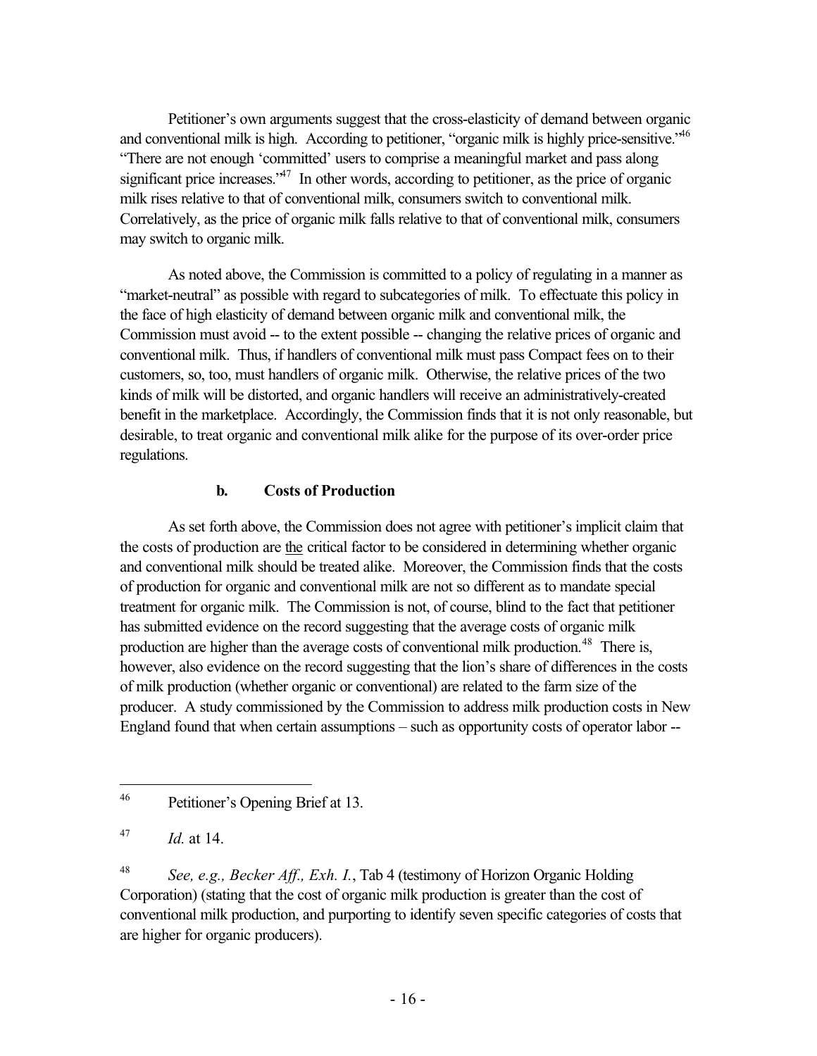Petitioner's own arguments suggest that the cross-elasticity of demand between organic and conventional milk is high. According to petitioner, "organic milk is highly price-sensitive."[46] "There are not enough 'committed' users to comprise a meaningful market and pass along significant price increases."[47] In other words, according to petitioner, as the price of organic milk rises relative to that of conventional milk, consumers switch to conventional milk. Correlatively, as the price of organic milk falls relative to that of conventional milk, consumers may switch to organic milk.

As noted above, the Commission is committed to a policy of regulating in a manner as "market-neutral" as possible with regard to subcategories of milk. To effectuate this policy in the face of high elasticity of demand between organic milk and conventional milk, the Commission must avoid -- to the extent possible -- changing the relative prices of organic and conventional milk. Thus, if handlers of conventional milk must pass Compact fees on to their customers, so, too, must handlers of organic milk. Otherwise, the relative prices of the two kinds of milk will be distorted, and organic handlers will receive an administratively-created benefit in the marketplace. Accordingly, the Commission finds that it is not only reasonable, but desirable, to treat organic and conventional milk alike for the purpose of its over-order price regulations.

#### b. Costs of Production

As set forth above, the Commission does not agree with petitioner's implicit claim that the costs of production are the critical factor to be considered in determining whether organic and conventional milk should be treated alike. Moreover, the Commission finds that the costs of production for organic and conventional milk are not so different as to mandate special treatment for organic milk. The Commission is not, of course, blind to the fact that petitioner has submitted evidence on the record suggesting that the average costs of organic milk production are higher than the average costs of conventional milk production.[48] There is, however, also evidence on the record suggesting that the lion's share of differences in the costs of milk production (whether organic or conventional) are related to the farm size of the producer. A study commissioned by the Commission to address milk production costs in New England found that when certain assumptions – such as opportunity costs of operator labor --

---

[46] Petitioner's Opening Brief at 13.

[47] *Id.* at 14.

[48] *See, e.g., Becker Aff., Exh. I.*, Tab 4 (testimony of Horizon Organic Holding Corporation) (stating that the cost of organic milk production is greater than the cost of conventional milk production, and purporting to identify seven specific categories of costs that are higher for organic producers).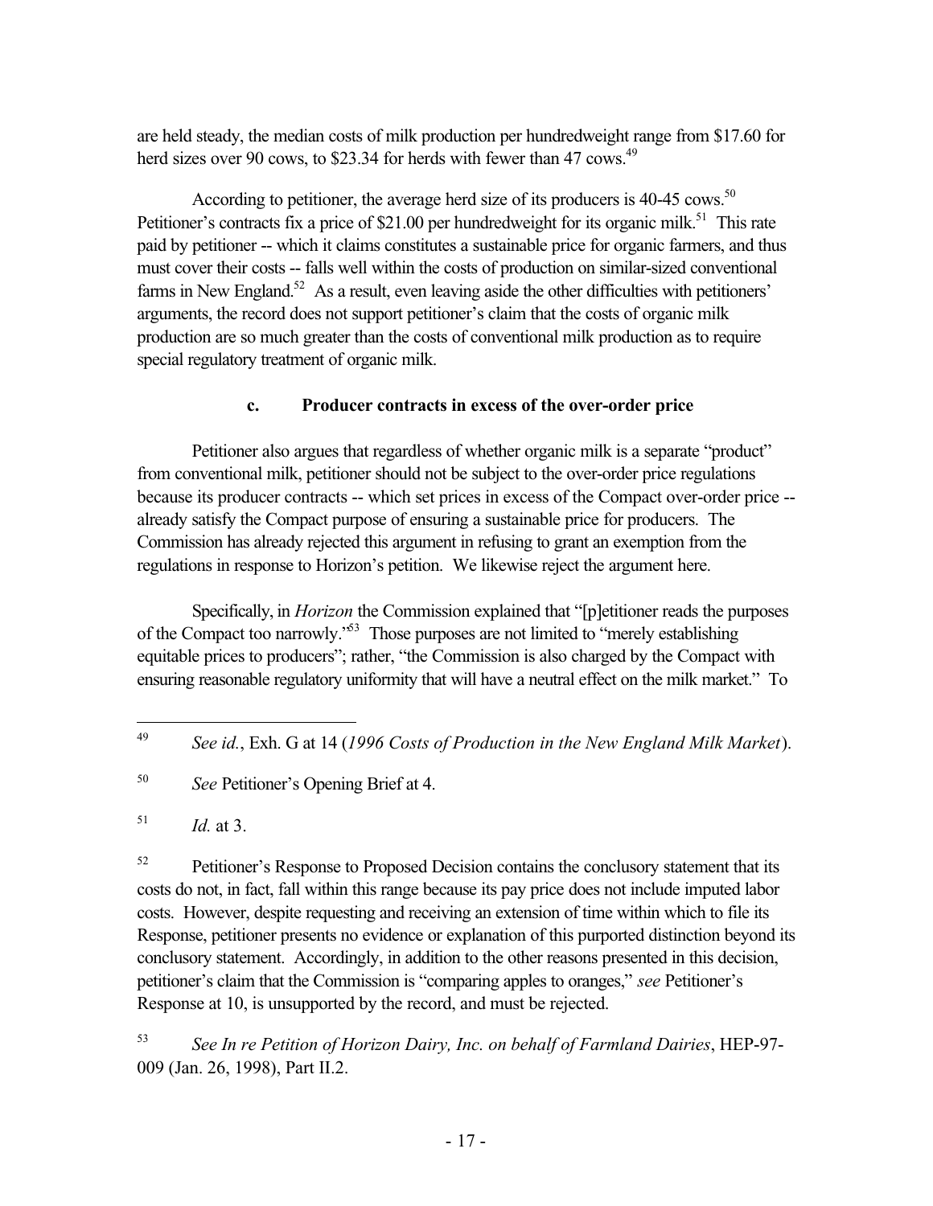are held steady, the median costs of milk production per hundredweight range from $17.60 for herd sizes over 90 cows, to $23.34 for herds with fewer than 47 cows.[49]

According to petitioner, the average herd size of its producers is 40-45 cows.[50] Petitioner's contracts fix a price of $21.00 per hundredweight for its organic milk.[51] This rate paid by petitioner -- which it claims constitutes a sustainable price for organic farmers, and thus must cover their costs -- falls well within the costs of production on similar-sized conventional farms in New England.[52] As a result, even leaving aside the other difficulties with petitioners' arguments, the record does not support petitioner's claim that the costs of organic milk production are so much greater than the costs of conventional milk production as to require special regulatory treatment of organic milk.

### c. Producer contracts in excess of the over-order price

Petitioner also argues that regardless of whether organic milk is a separate "product" from conventional milk, petitioner should not be subject to the over-order price regulations because its producer contracts -- which set prices in excess of the Compact over-order price -- already satisfy the Compact purpose of ensuring a sustainable price for producers. The Commission has already rejected this argument in refusing to grant an exemption from the regulations in response to Horizon's petition. We likewise reject the argument here.

Specifically, in *Horizon* the Commission explained that "[p]etitioner reads the purposes of the Compact too narrowly."[53] Those purposes are not limited to "merely establishing equitable prices to producers"; rather, "the Commission is also charged by the Compact with ensuring reasonable regulatory uniformity that will have a neutral effect on the milk market." To

---

[49] *See id.*, Exh. G at 14 (*1996 Costs of Production in the New England Milk Market*).

[50] *See* Petitioner's Opening Brief at 4.

[51] *Id.* at 3.

[52] Petitioner's Response to Proposed Decision contains the conclusory statement that its costs do not, in fact, fall within this range because its pay price does not include imputed labor costs. However, despite requesting and receiving an extension of time within which to file its Response, petitioner presents no evidence or explanation of this purported distinction beyond its conclusory statement. Accordingly, in addition to the other reasons presented in this decision, petitioner's claim that the Commission is "comparing apples to oranges," *see* Petitioner's Response at 10, is unsupported by the record, and must be rejected.

[53] *See In re Petition of Horizon Dairy, Inc. on behalf of Farmland Dairies*, HEP-97-009 (Jan. 26, 1998), Part II.2.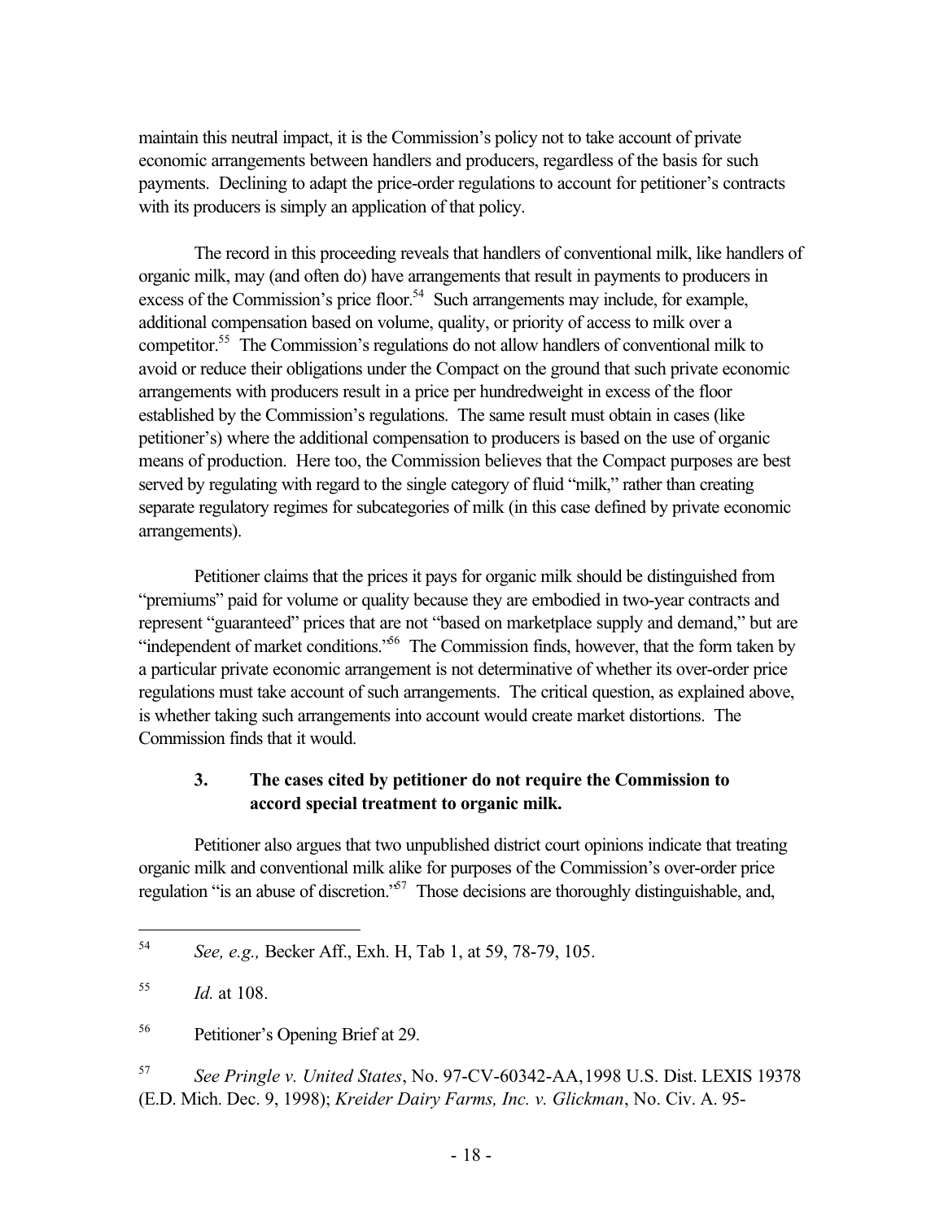maintain this neutral impact, it is the Commission's policy not to take account of private economic arrangements between handlers and producers, regardless of the basis for such payments. Declining to adapt the price-order regulations to account for petitioner's contracts with its producers is simply an application of that policy.

The record in this proceeding reveals that handlers of conventional milk, like handlers of organic milk, may (and often do) have arrangements that result in payments to producers in excess of the Commission's price floor.[54] Such arrangements may include, for example, additional compensation based on volume, quality, or priority of access to milk over a competitor.[55] The Commission's regulations do not allow handlers of conventional milk to avoid or reduce their obligations under the Compact on the ground that such private economic arrangements with producers result in a price per hundredweight in excess of the floor established by the Commission's regulations. The same result must obtain in cases (like petitioner's) where the additional compensation to producers is based on the use of organic means of production. Here too, the Commission believes that the Compact purposes are best served by regulating with regard to the single category of fluid "milk," rather than creating separate regulatory regimes for subcategories of milk (in this case defined by private economic arrangements).

Petitioner claims that the prices it pays for organic milk should be distinguished from "premiums" paid for volume or quality because they are embodied in two-year contracts and represent "guaranteed" prices that are not "based on marketplace supply and demand," but are "independent of market conditions."[56] The Commission finds, however, that the form taken by a particular private economic arrangement is not determinative of whether its over-order price regulations must take account of such arrangements. The critical question, as explained above, is whether taking such arrangements into account would create market distortions. The Commission finds that it would.

### 3. The cases cited by petitioner do not require the Commission to accord special treatment to organic milk.

Petitioner also argues that two unpublished district court opinions indicate that treating organic milk and conventional milk alike for purposes of the Commission's over-order price regulation "is an abuse of discretion."[57] Those decisions are thoroughly distinguishable, and,

---

[54] *See, e.g.,* Becker Aff., Exh. H, Tab 1, at 59, 78-79, 105.

[55] *Id.* at 108.

[56] Petitioner's Opening Brief at 29.

[57] *See Pringle v. United States*, No. 97-CV-60342-AA, 1998 U.S. Dist. LEXIS 19378 (E.D. Mich. Dec. 9, 1998); *Kreider Dairy Farms, Inc. v. Glickman*, No. Civ. A. 95-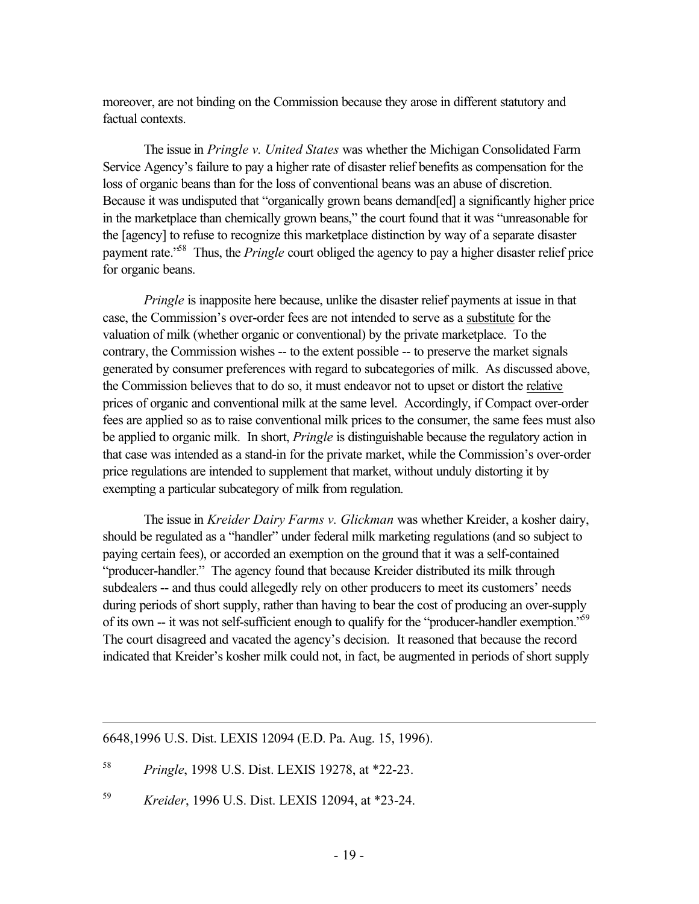moreover, are not binding on the Commission because they arose in different statutory and factual contexts.

The issue in *Pringle v. United States* was whether the Michigan Consolidated Farm Service Agency's failure to pay a higher rate of disaster relief benefits as compensation for the loss of organic beans than for the loss of conventional beans was an abuse of discretion. Because it was undisputed that "organically grown beans demand[ed] a significantly higher price in the marketplace than chemically grown beans," the court found that it was "unreasonable for the [agency] to refuse to recognize this marketplace distinction by way of a separate disaster payment rate."[58] Thus, the *Pringle* court obliged the agency to pay a higher disaster relief price for organic beans.

*Pringle* is inapposite here because, unlike the disaster relief payments at issue in that case, the Commission's over-order fees are not intended to serve as a <u>substitute</u> for the valuation of milk (whether organic or conventional) by the private marketplace. To the contrary, the Commission wishes -- to the extent possible -- to preserve the market signals generated by consumer preferences with regard to subcategories of milk. As discussed above, the Commission believes that to do so, it must endeavor not to upset or distort the <u>relative</u> prices of organic and conventional milk at the same level. Accordingly, if Compact over-order fees are applied so as to raise conventional milk prices to the consumer, the same fees must also be applied to organic milk. In short, *Pringle* is distinguishable because the regulatory action in that case was intended as a stand-in for the private market, while the Commission's over-order price regulations are intended to supplement that market, without unduly distorting it by exempting a particular subcategory of milk from regulation.

The issue in *Kreider Dairy Farms v. Glickman* was whether Kreider, a kosher dairy, should be regulated as a "handler" under federal milk marketing regulations (and so subject to paying certain fees), or accorded an exemption on the ground that it was a self-contained "producer-handler." The agency found that because Kreider distributed its milk through subdealers -- and thus could allegedly rely on other producers to meet its customers' needs during periods of short supply, rather than having to bear the cost of producing an over-supply of its own -- it was not self-sufficient enough to qualify for the "producer-handler exemption."[59] The court disagreed and vacated the agency's decision. It reasoned that because the record indicated that Kreider's kosher milk could not, in fact, be augmented in periods of short supply

---

6648,1996 U.S. Dist. LEXIS 12094 (E.D. Pa. Aug. 15, 1996).

[58] *Pringle*, 1998 U.S. Dist. LEXIS 19278, at *22-23.

[59] *Kreider*, 1996 U.S. Dist. LEXIS 12094, at *23-24.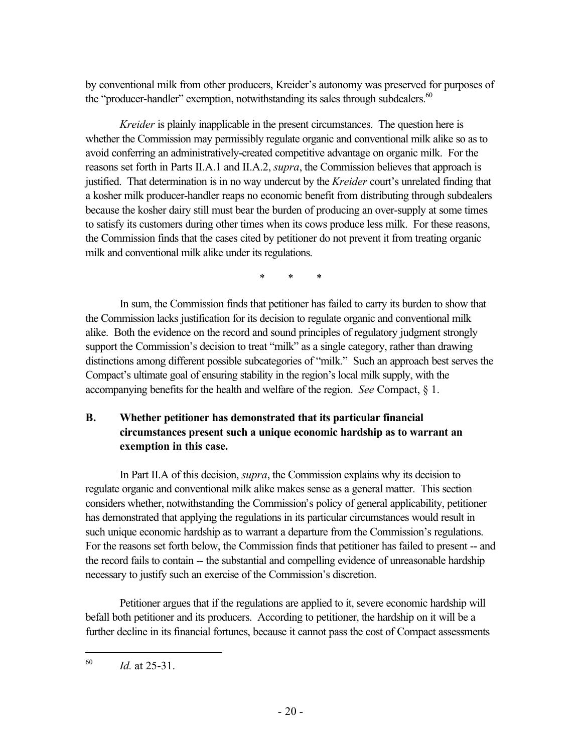by conventional milk from other producers, Kreider's autonomy was preserved for purposes of the "producer-handler" exemption, notwithstanding its sales through subdealers.[60]

*Kreider* is plainly inapplicable in the present circumstances. The question here is whether the Commission may permissibly regulate organic and conventional milk alike so as to avoid conferring an administratively-created competitive advantage on organic milk. For the reasons set forth in Parts II.A.1 and II.A.2, *supra*, the Commission believes that approach is justified. That determination is in no way undercut by the *Kreider* court's unrelated finding that a kosher milk producer-handler reaps no economic benefit from distributing through subdealers because the kosher dairy still must bear the burden of producing an over-supply at some times to satisfy its customers during other times when its cows produce less milk. For these reasons, the Commission finds that the cases cited by petitioner do not prevent it from treating organic milk and conventional milk alike under its regulations.

\* \* \*

In sum, the Commission finds that petitioner has failed to carry its burden to show that the Commission lacks justification for its decision to regulate organic and conventional milk alike. Both the evidence on the record and sound principles of regulatory judgment strongly support the Commission's decision to treat "milk" as a single category, rather than drawing distinctions among different possible subcategories of "milk." Such an approach best serves the Compact's ultimate goal of ensuring stability in the region's local milk supply, with the accompanying benefits for the health and welfare of the region. *See* Compact, § 1.

### B. Whether petitioner has demonstrated that its particular financial circumstances present such a unique economic hardship as to warrant an exemption in this case.

In Part II.A of this decision, *supra*, the Commission explains why its decision to regulate organic and conventional milk alike makes sense as a general matter. This section considers whether, notwithstanding the Commission's policy of general applicability, petitioner has demonstrated that applying the regulations in its particular circumstances would result in such unique economic hardship as to warrant a departure from the Commission's regulations. For the reasons set forth below, the Commission finds that petitioner has failed to present -- and the record fails to contain -- the substantial and compelling evidence of unreasonable hardship necessary to justify such an exercise of the Commission's discretion.

Petitioner argues that if the regulations are applied to it, severe economic hardship will befall both petitioner and its producers. According to petitioner, the hardship on it will be a further decline in its financial fortunes, because it cannot pass the cost of Compact assessments

---

[60] *Id.* at 25-31.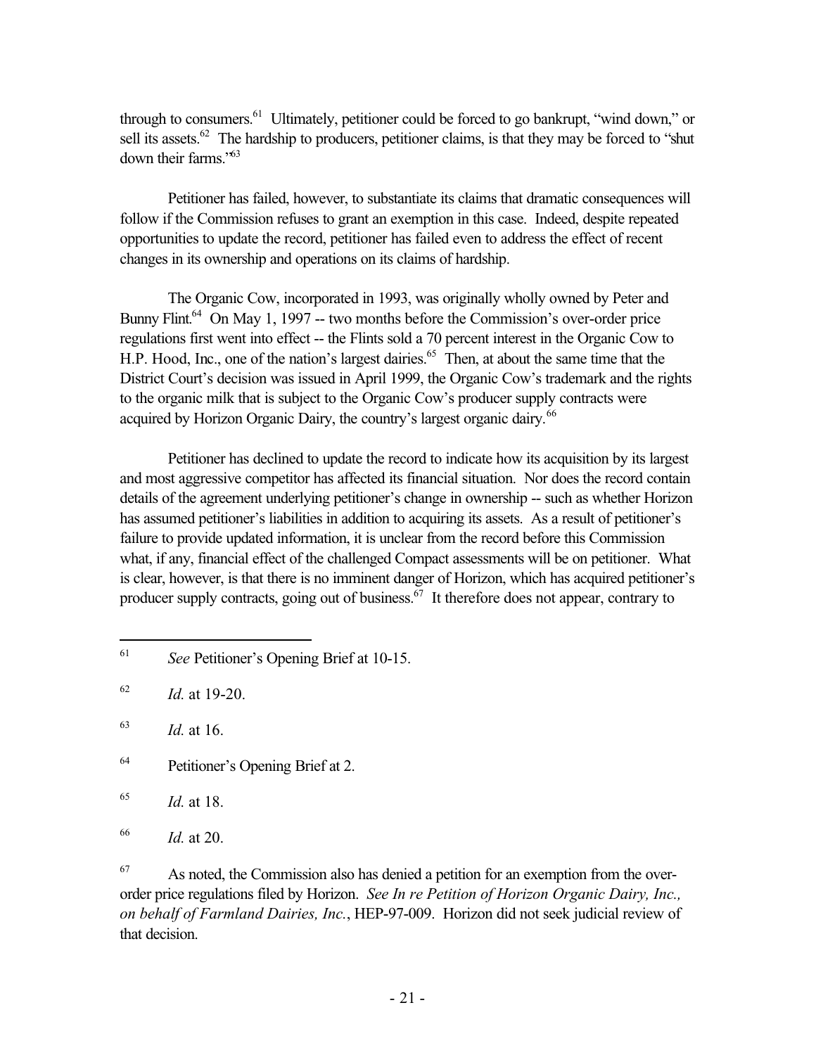through to consumers.[61] Ultimately, petitioner could be forced to go bankrupt, "wind down," or sell its assets.[62] The hardship to producers, petitioner claims, is that they may be forced to "shut down their farms."[63]

Petitioner has failed, however, to substantiate its claims that dramatic consequences will follow if the Commission refuses to grant an exemption in this case. Indeed, despite repeated opportunities to update the record, petitioner has failed even to address the effect of recent changes in its ownership and operations on its claims of hardship.

The Organic Cow, incorporated in 1993, was originally wholly owned by Peter and Bunny Flint.[64] On May 1, 1997 -- two months before the Commission's over-order price regulations first went into effect -- the Flints sold a 70 percent interest in the Organic Cow to H.P. Hood, Inc., one of the nation's largest dairies.[65] Then, at about the same time that the District Court's decision was issued in April 1999, the Organic Cow's trademark and the rights to the organic milk that is subject to the Organic Cow's producer supply contracts were acquired by Horizon Organic Dairy, the country's largest organic dairy.[66]

Petitioner has declined to update the record to indicate how its acquisition by its largest and most aggressive competitor has affected its financial situation. Nor does the record contain details of the agreement underlying petitioner's change in ownership -- such as whether Horizon has assumed petitioner's liabilities in addition to acquiring its assets. As a result of petitioner's failure to provide updated information, it is unclear from the record before this Commission what, if any, financial effect of the challenged Compact assessments will be on petitioner. What is clear, however, is that there is no imminent danger of Horizon, which has acquired petitioner's producer supply contracts, going out of business.[67] It therefore does not appear, contrary to

---

[61] *See* Petitioner's Opening Brief at 10-15.

[62] *Id.* at 19-20.

[63] *Id.* at 16.

[64] Petitioner's Opening Brief at 2.

[65] *Id.* at 18.

[66] *Id.* at 20.

[67] As noted, the Commission also has denied a petition for an exemption from the over-order price regulations filed by Horizon. *See In re Petition of Horizon Organic Dairy, Inc., on behalf of Farmland Dairies, Inc.*, HEP-97-009. Horizon did not seek judicial review of that decision.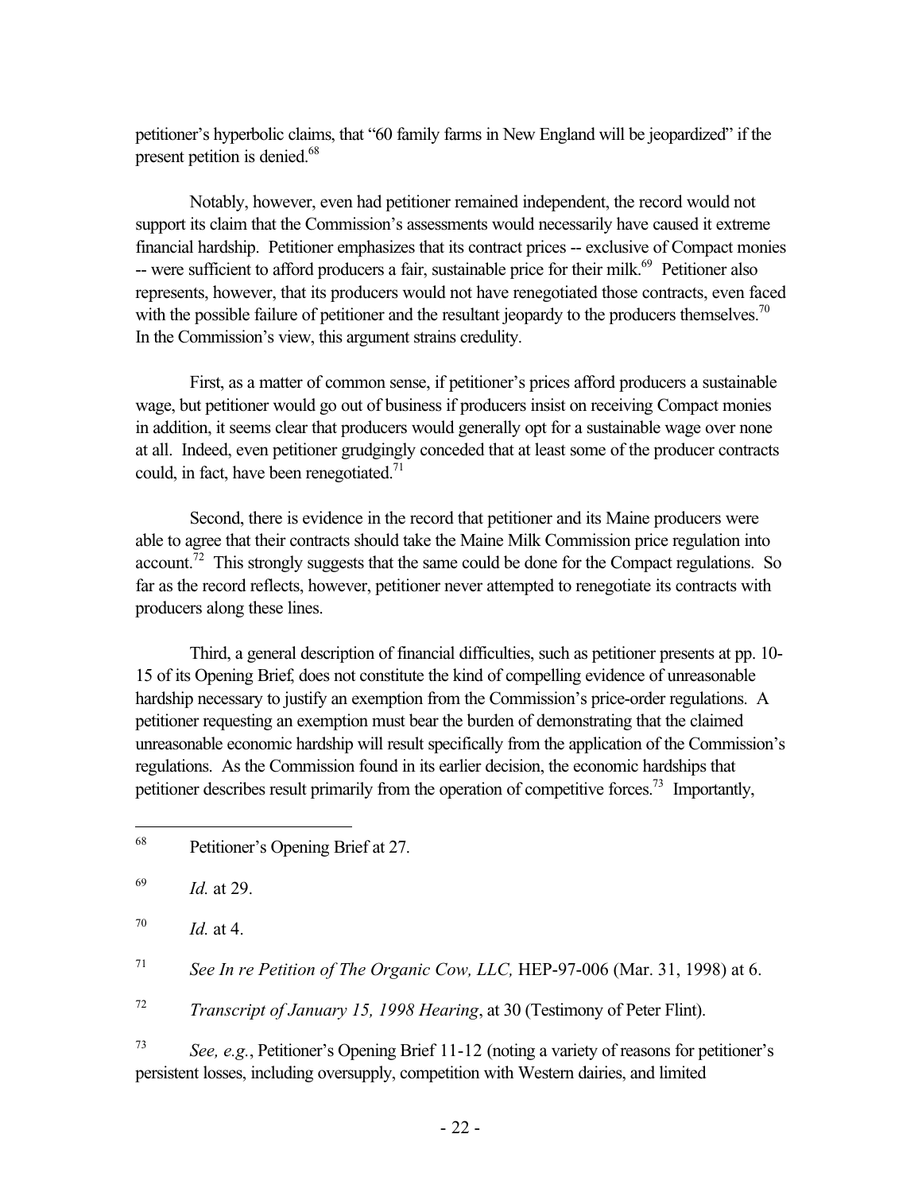petitioner's hyperbolic claims, that "60 family farms in New England will be jeopardized" if the present petition is denied.[68]

Notably, however, even had petitioner remained independent, the record would not support its claim that the Commission's assessments would necessarily have caused it extreme financial hardship. Petitioner emphasizes that its contract prices -- exclusive of Compact monies -- were sufficient to afford producers a fair, sustainable price for their milk.[69] Petitioner also represents, however, that its producers would not have renegotiated those contracts, even faced with the possible failure of petitioner and the resultant jeopardy to the producers themselves.[70] In the Commission's view, this argument strains credulity.

First, as a matter of common sense, if petitioner's prices afford producers a sustainable wage, but petitioner would go out of business if producers insist on receiving Compact monies in addition, it seems clear that producers would generally opt for a sustainable wage over none at all. Indeed, even petitioner grudgingly conceded that at least some of the producer contracts could, in fact, have been renegotiated.[71]

Second, there is evidence in the record that petitioner and its Maine producers were able to agree that their contracts should take the Maine Milk Commission price regulation into account.[72] This strongly suggests that the same could be done for the Compact regulations. So far as the record reflects, however, petitioner never attempted to renegotiate its contracts with producers along these lines.

Third, a general description of financial difficulties, such as petitioner presents at pp. 10-15 of its Opening Brief, does not constitute the kind of compelling evidence of unreasonable hardship necessary to justify an exemption from the Commission's price-order regulations. A petitioner requesting an exemption must bear the burden of demonstrating that the claimed unreasonable economic hardship will result specifically from the application of the Commission's regulations. As the Commission found in its earlier decision, the economic hardships that petitioner describes result primarily from the operation of competitive forces.[73] Importantly,

---

[68] Petitioner's Opening Brief at 27.

[69] *Id.* at 29.

[70] *Id.* at 4.

[71] *See In re Petition of The Organic Cow, LLC,* HEP-97-006 (Mar. 31, 1998) at 6.

[72] *Transcript of January 15, 1998 Hearing*, at 30 (Testimony of Peter Flint).

[73] *See, e.g.*, Petitioner's Opening Brief 11-12 (noting a variety of reasons for petitioner's persistent losses, including oversupply, competition with Western dairies, and limited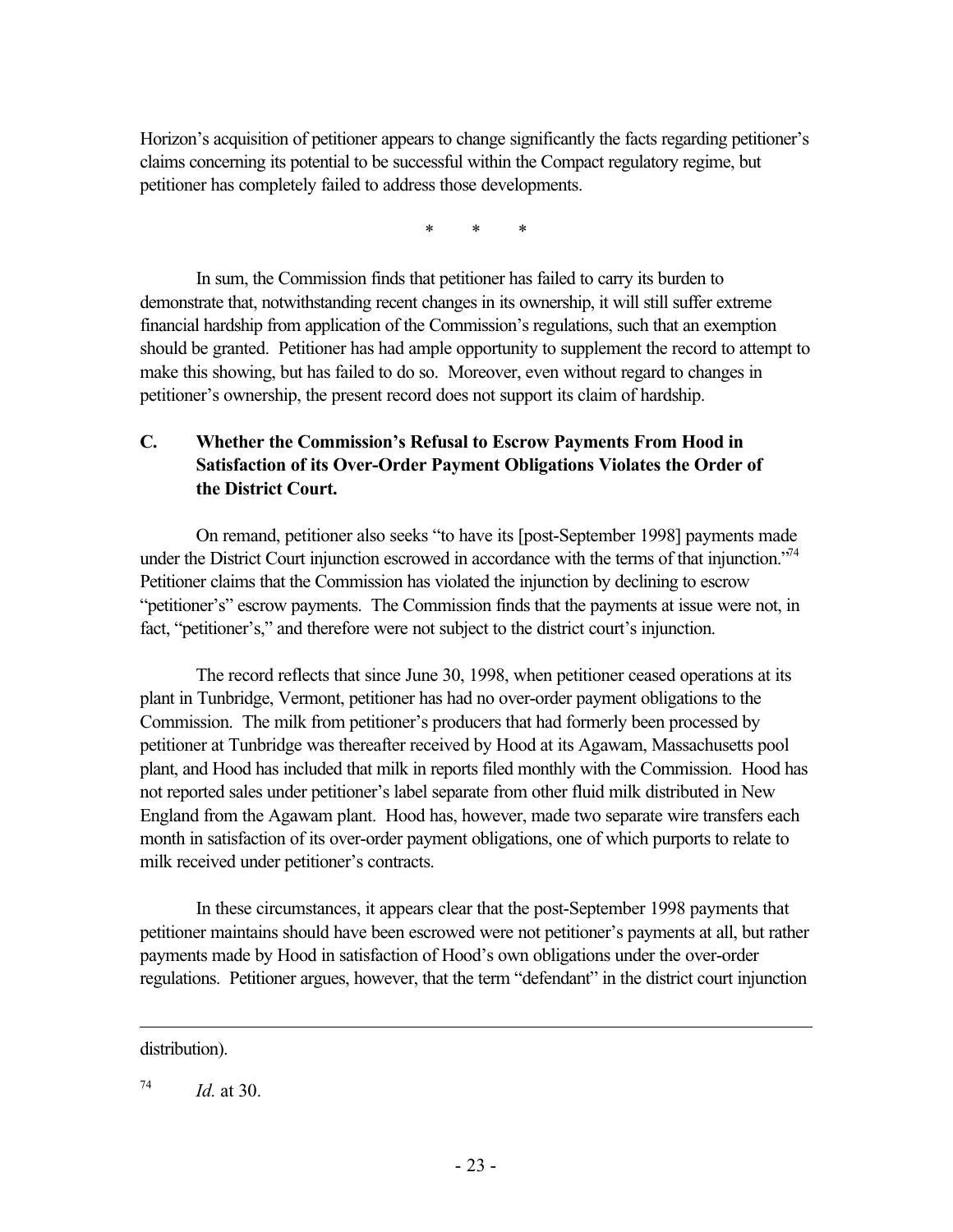Horizon's acquisition of petitioner appears to change significantly the facts regarding petitioner's claims concerning its potential to be successful within the Compact regulatory regime, but petitioner has completely failed to address those developments.

\* \* \*

In sum, the Commission finds that petitioner has failed to carry its burden to demonstrate that, notwithstanding recent changes in its ownership, it will still suffer extreme financial hardship from application of the Commission's regulations, such that an exemption should be granted. Petitioner has had ample opportunity to supplement the record to attempt to make this showing, but has failed to do so. Moreover, even without regard to changes in petitioner's ownership, the present record does not support its claim of hardship.

### C. Whether the Commission's Refusal to Escrow Payments From Hood in Satisfaction of its Over-Order Payment Obligations Violates the Order of the District Court.

On remand, petitioner also seeks "to have its [post-September 1998] payments made under the District Court injunction escrowed in accordance with the terms of that injunction."[74] Petitioner claims that the Commission has violated the injunction by declining to escrow "petitioner's" escrow payments. The Commission finds that the payments at issue were not, in fact, "petitioner's," and therefore were not subject to the district court's injunction.

The record reflects that since June 30, 1998, when petitioner ceased operations at its plant in Tunbridge, Vermont, petitioner has had no over-order payment obligations to the Commission. The milk from petitioner's producers that had formerly been processed by petitioner at Tunbridge was thereafter received by Hood at its Agawam, Massachusetts pool plant, and Hood has included that milk in reports filed monthly with the Commission. Hood has not reported sales under petitioner's label separate from other fluid milk distributed in New England from the Agawam plant. Hood has, however, made two separate wire transfers each month in satisfaction of its over-order payment obligations, one of which purports to relate to milk received under petitioner's contracts.

In these circumstances, it appears clear that the post-September 1998 payments that petitioner maintains should have been escrowed were not petitioner's payments at all, but rather payments made by Hood in satisfaction of Hood's own obligations under the over-order regulations. Petitioner argues, however, that the term "defendant" in the district court injunction

---

distribution).

[74] *Id.* at 30.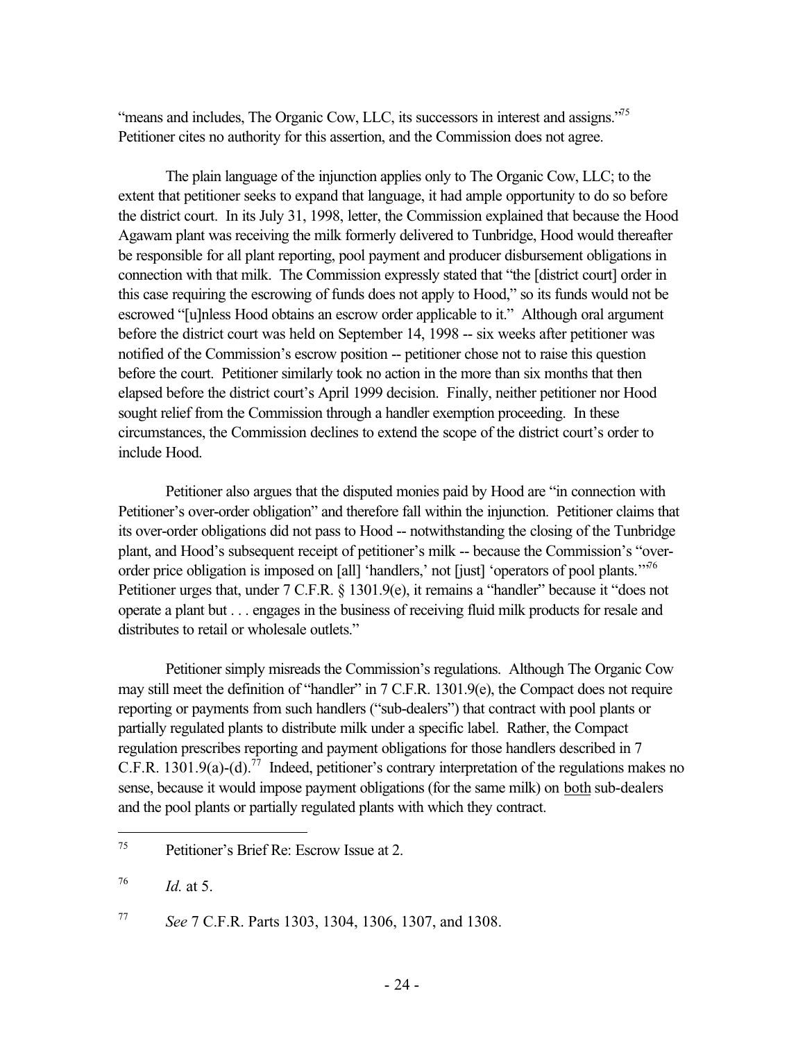"means and includes, The Organic Cow, LLC, its successors in interest and assigns."[75] Petitioner cites no authority for this assertion, and the Commission does not agree.

The plain language of the injunction applies only to The Organic Cow, LLC; to the extent that petitioner seeks to expand that language, it had ample opportunity to do so before the district court. In its July 31, 1998, letter, the Commission explained that because the Hood Agawam plant was receiving the milk formerly delivered to Tunbridge, Hood would thereafter be responsible for all plant reporting, pool payment and producer disbursement obligations in connection with that milk. The Commission expressly stated that "the [district court] order in this case requiring the escrowing of funds does not apply to Hood," so its funds would not be escrowed "[u]nless Hood obtains an escrow order applicable to it." Although oral argument before the district court was held on September 14, 1998 -- six weeks after petitioner was notified of the Commission's escrow position -- petitioner chose not to raise this question before the court. Petitioner similarly took no action in the more than six months that then elapsed before the district court's April 1999 decision. Finally, neither petitioner nor Hood sought relief from the Commission through a handler exemption proceeding. In these circumstances, the Commission declines to extend the scope of the district court's order to include Hood.

Petitioner also argues that the disputed monies paid by Hood are "in connection with Petitioner's over-order obligation" and therefore fall within the injunction. Petitioner claims that its over-order obligations did not pass to Hood -- notwithstanding the closing of the Tunbridge plant, and Hood's subsequent receipt of petitioner's milk -- because the Commission's "over-order price obligation is imposed on [all] 'handlers,' not [just] 'operators of pool plants.'"[76] Petitioner urges that, under 7 C.F.R. § 1301.9(e), it remains a "handler" because it "does not operate a plant but . . . engages in the business of receiving fluid milk products for resale and distributes to retail or wholesale outlets."

Petitioner simply misreads the Commission's regulations. Although The Organic Cow may still meet the definition of "handler" in 7 C.F.R. 1301.9(e), the Compact does not require reporting or payments from such handlers ("sub-dealers") that contract with pool plants or partially regulated plants to distribute milk under a specific label. Rather, the Compact regulation prescribes reporting and payment obligations for those handlers described in 7 C.F.R. 1301.9(a)-(d).[77] Indeed, petitioner's contrary interpretation of the regulations makes no sense, because it would impose payment obligations (for the same milk) on both sub-dealers and the pool plants or partially regulated plants with which they contract.

---

[75] Petitioner's Brief Re: Escrow Issue at 2.

[76] *Id.* at 5.

[77] *See* 7 C.F.R. Parts 1303, 1304, 1306, 1307, and 1308.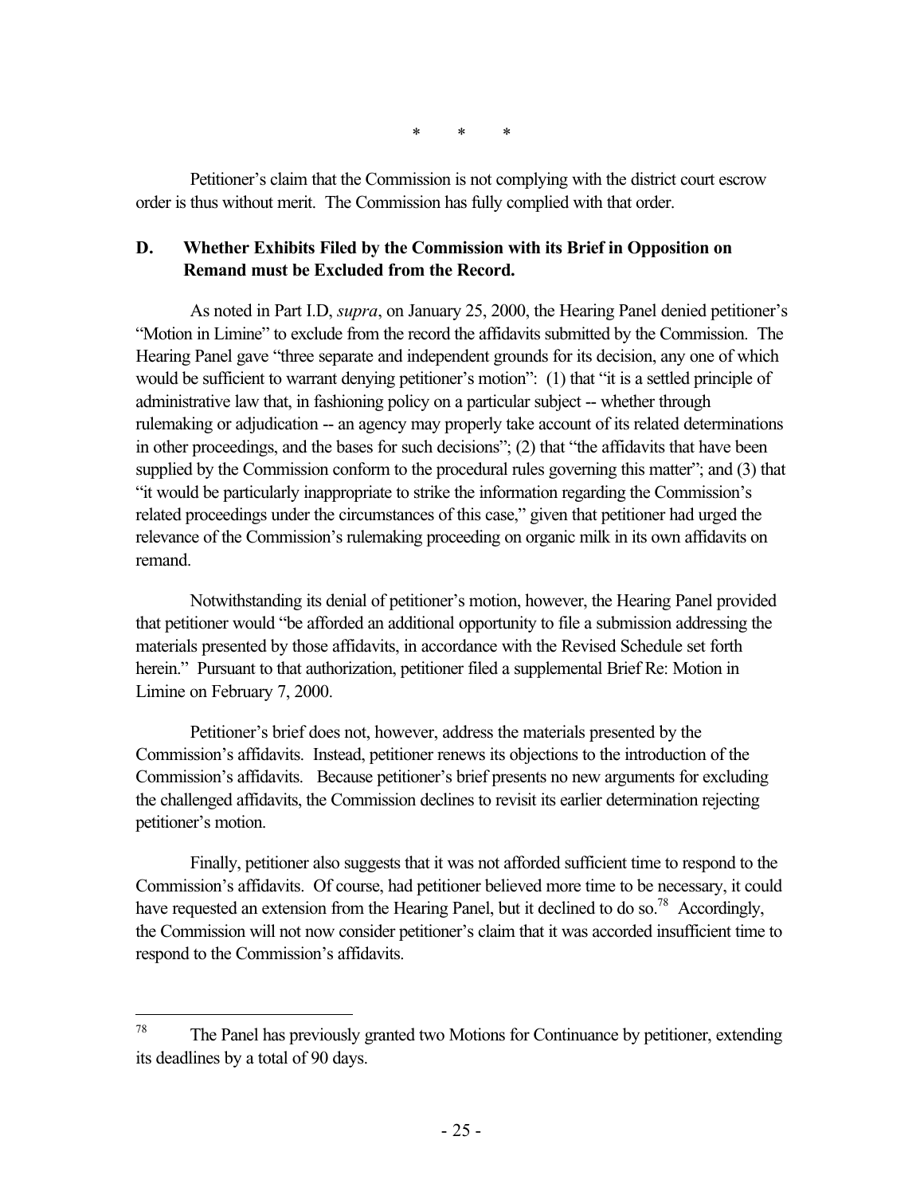\*        \*        \*

Petitioner's claim that the Commission is not complying with the district court escrow order is thus without merit. The Commission has fully complied with that order.

### D. Whether Exhibits Filed by the Commission with its Brief in Opposition on Remand must be Excluded from the Record.

As noted in Part I.D, *supra*, on January 25, 2000, the Hearing Panel denied petitioner's "Motion in Limine" to exclude from the record the affidavits submitted by the Commission. The Hearing Panel gave "three separate and independent grounds for its decision, any one of which would be sufficient to warrant denying petitioner's motion": (1) that "it is a settled principle of administrative law that, in fashioning policy on a particular subject -- whether through rulemaking or adjudication -- an agency may properly take account of its related determinations in other proceedings, and the bases for such decisions"; (2) that "the affidavits that have been supplied by the Commission conform to the procedural rules governing this matter"; and (3) that "it would be particularly inappropriate to strike the information regarding the Commission's related proceedings under the circumstances of this case," given that petitioner had urged the relevance of the Commission's rulemaking proceeding on organic milk in its own affidavits on remand.

Notwithstanding its denial of petitioner's motion, however, the Hearing Panel provided that petitioner would "be afforded an additional opportunity to file a submission addressing the materials presented by those affidavits, in accordance with the Revised Schedule set forth herein." Pursuant to that authorization, petitioner filed a supplemental Brief Re: Motion in Limine on February 7, 2000.

Petitioner's brief does not, however, address the materials presented by the Commission's affidavits. Instead, petitioner renews its objections to the introduction of the Commission's affidavits. Because petitioner's brief presents no new arguments for excluding the challenged affidavits, the Commission declines to revisit its earlier determination rejecting petitioner's motion.

Finally, petitioner also suggests that it was not afforded sufficient time to respond to the Commission's affidavits. Of course, had petitioner believed more time to be necessary, it could have requested an extension from the Hearing Panel, but it declined to do so.[78] Accordingly, the Commission will not now consider petitioner's claim that it was accorded insufficient time to respond to the Commission's affidavits.

---

[78] The Panel has previously granted two Motions for Continuance by petitioner, extending its deadlines by a total of 90 days.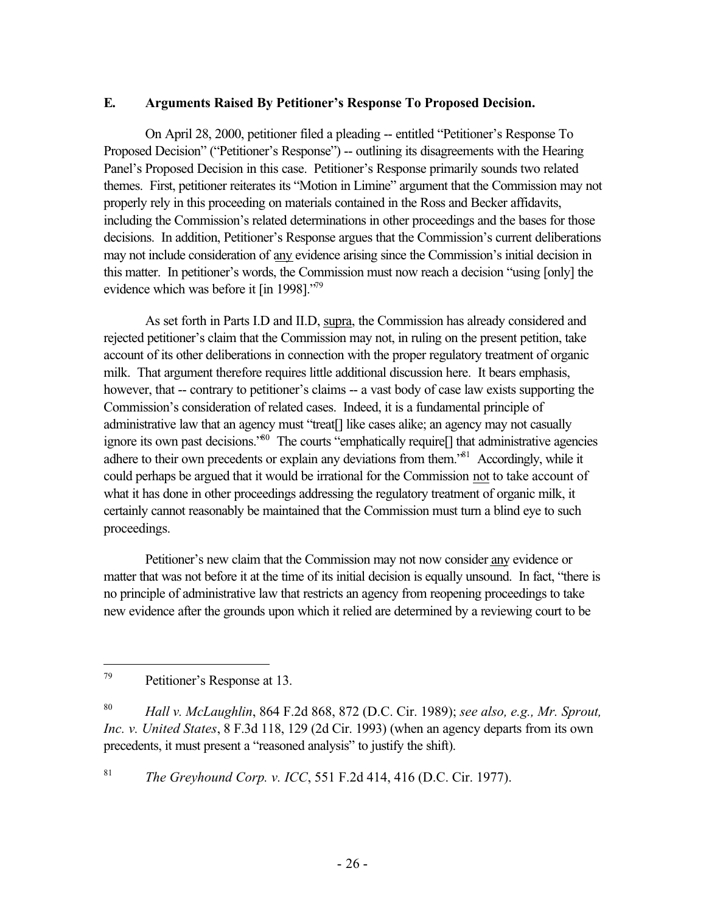### E. Arguments Raised By Petitioner's Response To Proposed Decision.

On April 28, 2000, petitioner filed a pleading -- entitled "Petitioner's Response To Proposed Decision" ("Petitioner's Response") -- outlining its disagreements with the Hearing Panel's Proposed Decision in this case. Petitioner's Response primarily sounds two related themes. First, petitioner reiterates its "Motion in Limine" argument that the Commission may not properly rely in this proceeding on materials contained in the Ross and Becker affidavits, including the Commission's related determinations in other proceedings and the bases for those decisions. In addition, Petitioner's Response argues that the Commission's current deliberations may not include consideration of <u>any</u> evidence arising since the Commission's initial decision in this matter. In petitioner's words, the Commission must now reach a decision "using [only] the evidence which was before it [in 1998]."[79]

As set forth in Parts I.D and II.D, <u>supra</u>, the Commission has already considered and rejected petitioner's claim that the Commission may not, in ruling on the present petition, take account of its other deliberations in connection with the proper regulatory treatment of organic milk. That argument therefore requires little additional discussion here. It bears emphasis, however, that -- contrary to petitioner's claims -- a vast body of case law exists supporting the Commission's consideration of related cases. Indeed, it is a fundamental principle of administrative law that an agency must "treat[] like cases alike; an agency may not casually ignore its own past decisions."[80] The courts "emphatically require[] that administrative agencies adhere to their own precedents or explain any deviations from them."[81] Accordingly, while it could perhaps be argued that it would be irrational for the Commission <u>not</u> to take account of what it has done in other proceedings addressing the regulatory treatment of organic milk, it certainly cannot reasonably be maintained that the Commission must turn a blind eye to such proceedings.

Petitioner's new claim that the Commission may not now consider <u>any</u> evidence or matter that was not before it at the time of its initial decision is equally unsound. In fact, "there is no principle of administrative law that restricts an agency from reopening proceedings to take new evidence after the grounds upon which it relied are determined by a reviewing court to be

---

[79] Petitioner's Response at 13.

[80] *Hall v. McLaughlin*, 864 F.2d 868, 872 (D.C. Cir. 1989); *see also, e.g., Mr. Sprout, Inc. v. United States*, 8 F.3d 118, 129 (2d Cir. 1993) (when an agency departs from its own precedents, it must present a "reasoned analysis" to justify the shift).

[81] *The Greyhound Corp. v. ICC*, 551 F.2d 414, 416 (D.C. Cir. 1977).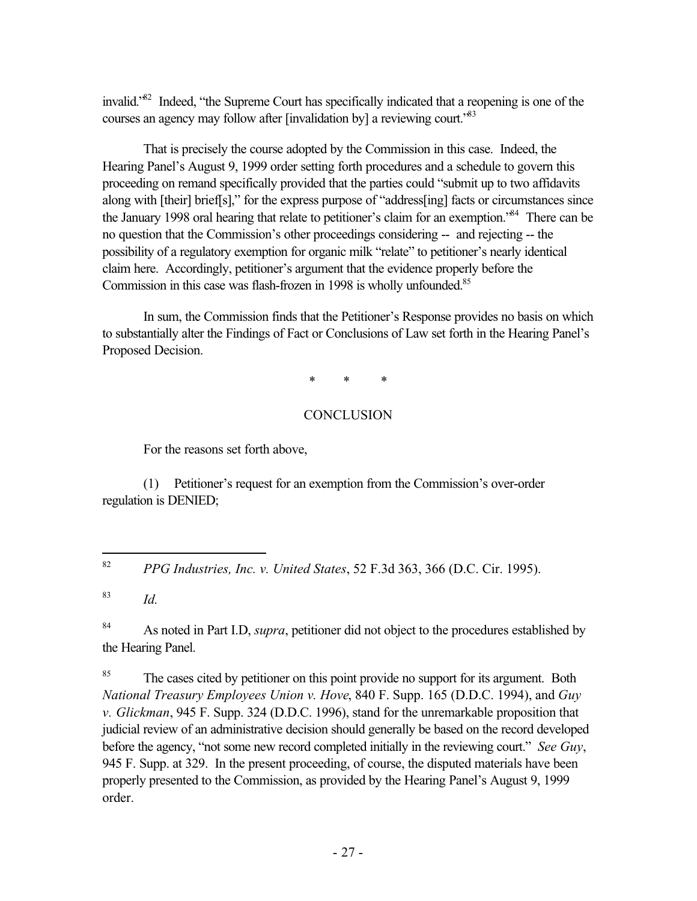invalid."[82] Indeed, "the Supreme Court has specifically indicated that a reopening is one of the courses an agency may follow after [invalidation by] a reviewing court."[83]

That is precisely the course adopted by the Commission in this case. Indeed, the Hearing Panel's August 9, 1999 order setting forth procedures and a schedule to govern this proceeding on remand specifically provided that the parties could "submit up to two affidavits along with [their] brief[s]," for the express purpose of "address[ing] facts or circumstances since the January 1998 oral hearing that relate to petitioner's claim for an exemption."[84] There can be no question that the Commission's other proceedings considering -- and rejecting -- the possibility of a regulatory exemption for organic milk "relate" to petitioner's nearly identical claim here. Accordingly, petitioner's argument that the evidence properly before the Commission in this case was flash-frozen in 1998 is wholly unfounded.[85]

In sum, the Commission finds that the Petitioner's Response provides no basis on which to substantially alter the Findings of Fact or Conclusions of Law set forth in the Hearing Panel's Proposed Decision.

\* \* \*

## CONCLUSION

For the reasons set forth above,

(1) Petitioner's request for an exemption from the Commission's over-order regulation is DENIED;

---

[82] *PPG Industries, Inc. v. United States*, 52 F.3d 363, 366 (D.C. Cir. 1995).

[83] *Id.*

[84] As noted in Part I.D, *supra*, petitioner did not object to the procedures established by the Hearing Panel.

[85] The cases cited by petitioner on this point provide no support for its argument. Both *National Treasury Employees Union v. Hove*, 840 F. Supp. 165 (D.D.C. 1994), and *Guy v. Glickman*, 945 F. Supp. 324 (D.D.C. 1996), stand for the unremarkable proposition that judicial review of an administrative decision should generally be based on the record developed before the agency, "not some new record completed initially in the reviewing court." *See Guy*, 945 F. Supp. at 329. In the present proceeding, of course, the disputed materials have been properly presented to the Commission, as provided by the Hearing Panel's August 9, 1999 order.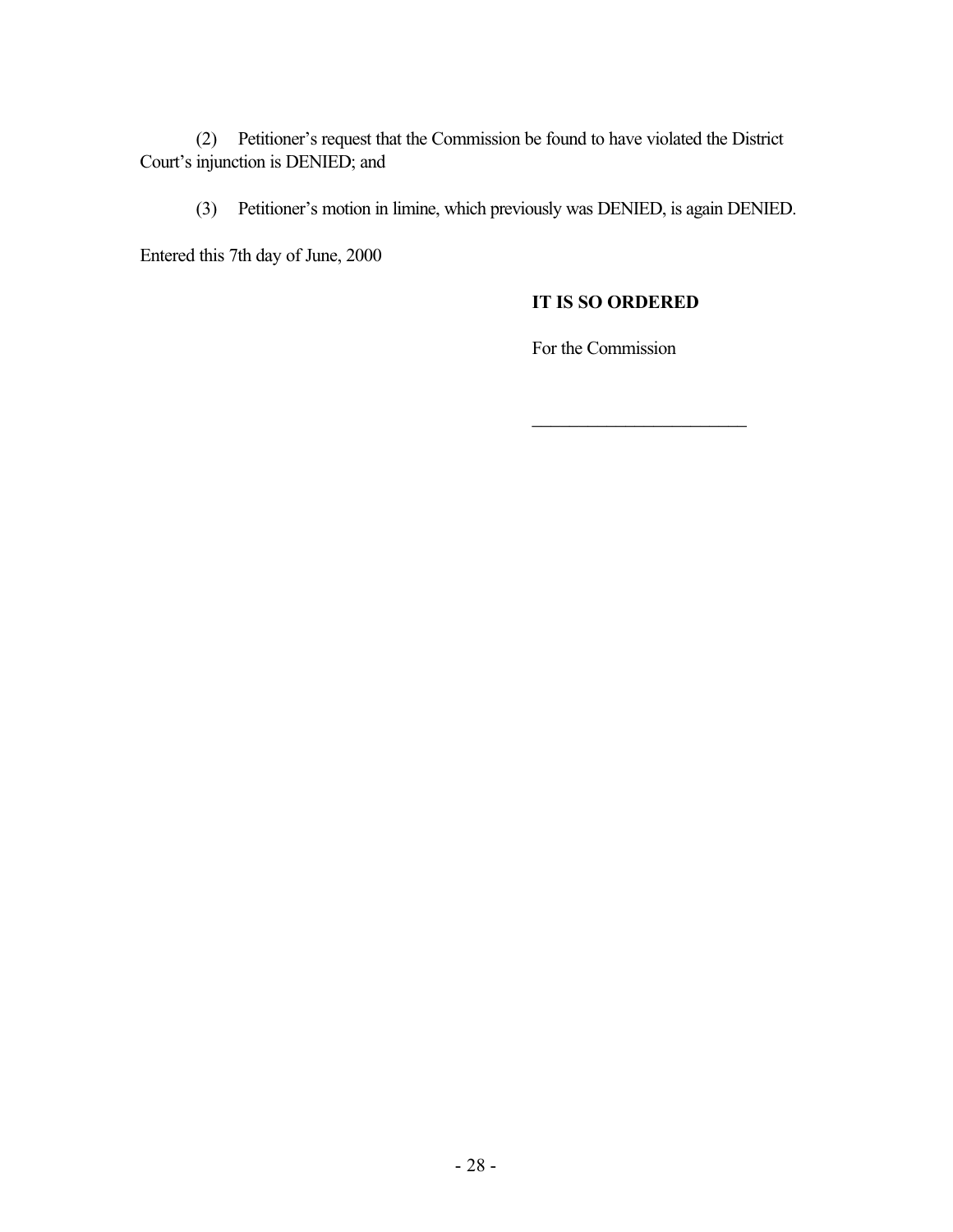(2) Petitioner's request that the Commission be found to have violated the District Court's injunction is DENIED; and

(3) Petitioner's motion in limine, which previously was DENIED, is again DENIED.

Entered this 7th day of June, 2000

**IT IS SO ORDERED**

For the Commission

________________________